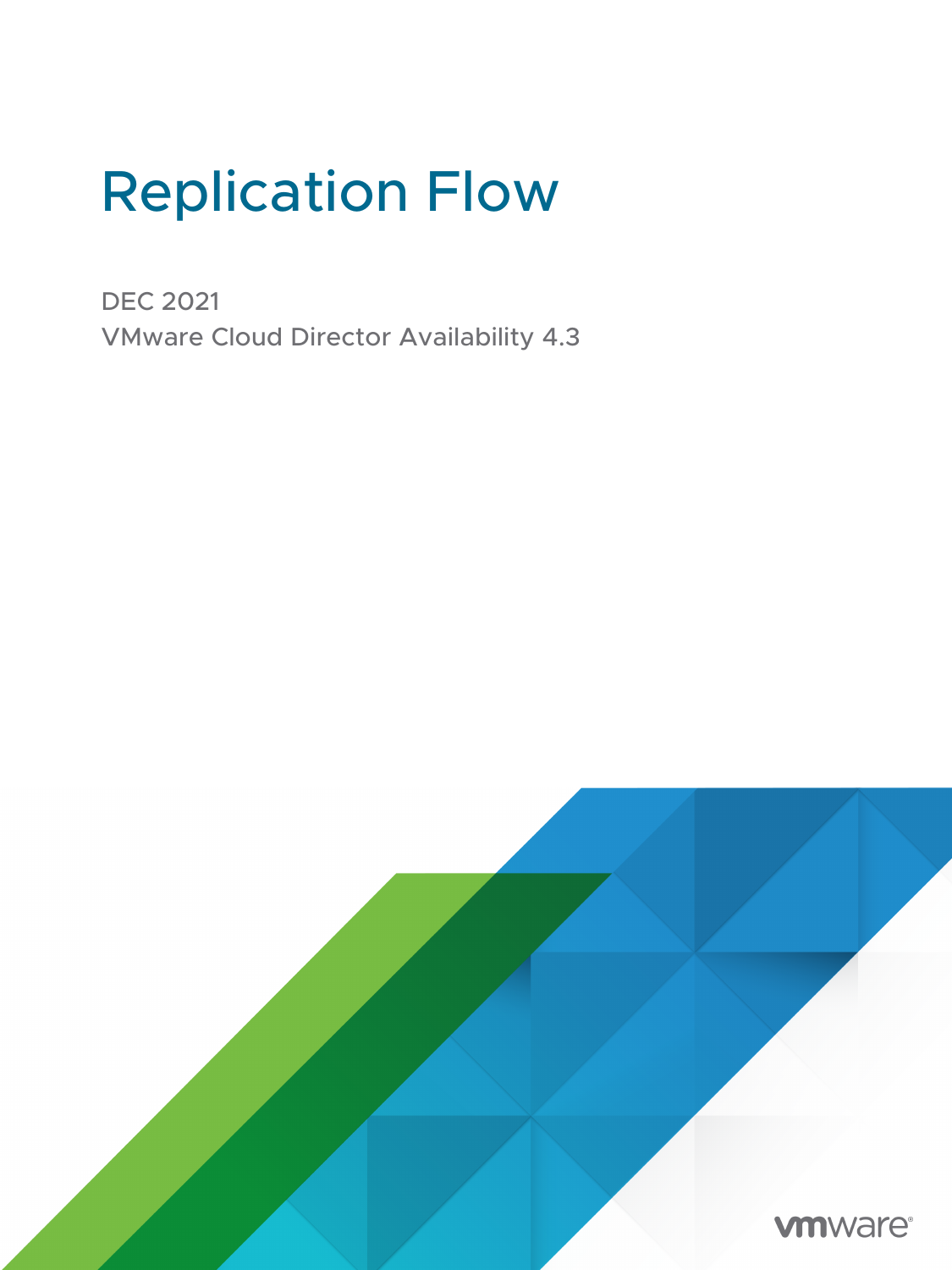# Replication Flow

DEC 2021

VMware Cloud Director Availability 4.3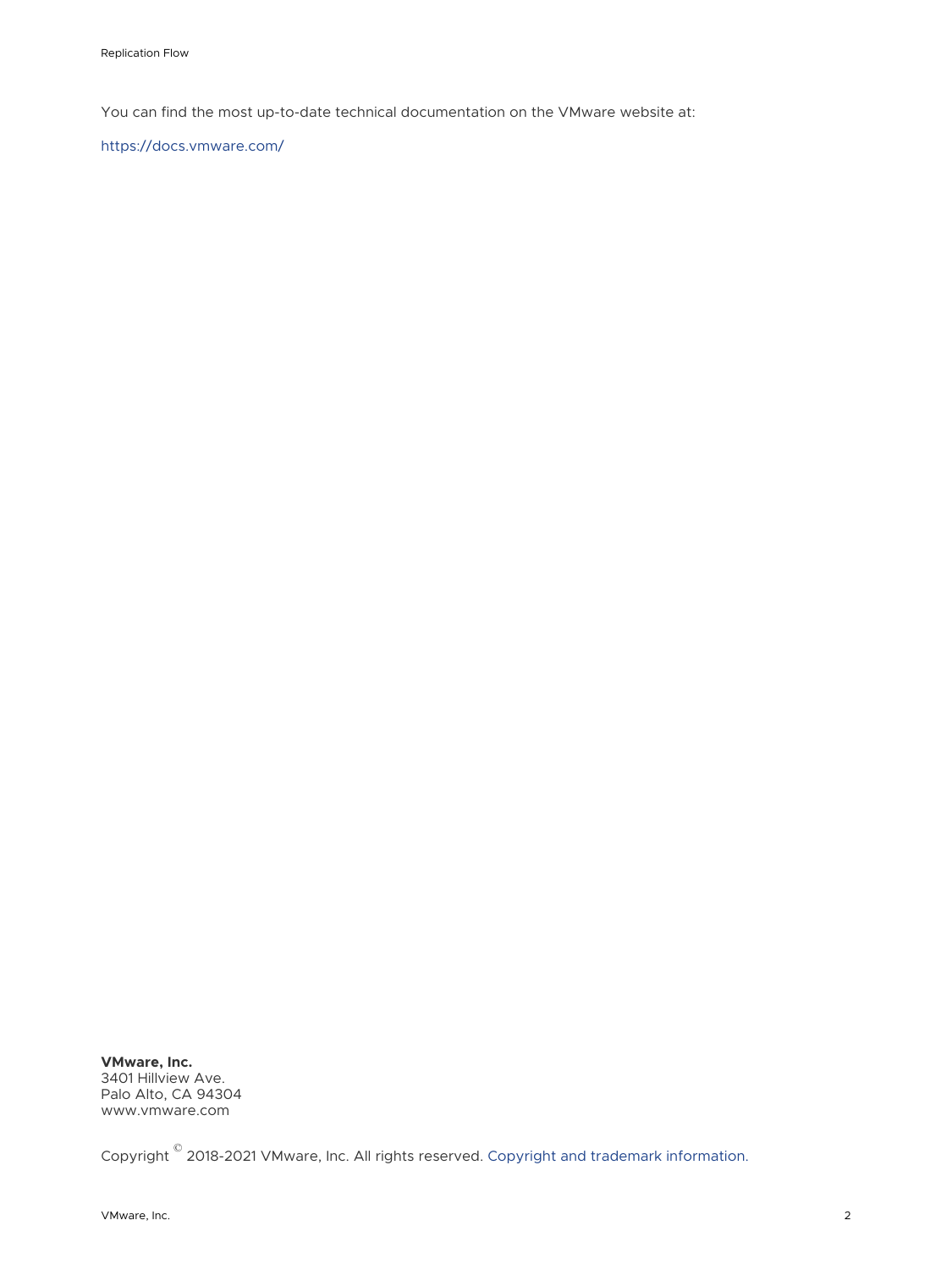You can find the most up-to-date technical documentation on the VMware website at:

https://docs.vmware.com/

**VMware, Inc.**
3401 Hillview Ave.
Palo Alto, CA 94304
www.vmware.com

Copyright © 2018-2021 VMware, Inc. All rights reserved. Copyright and trademark information.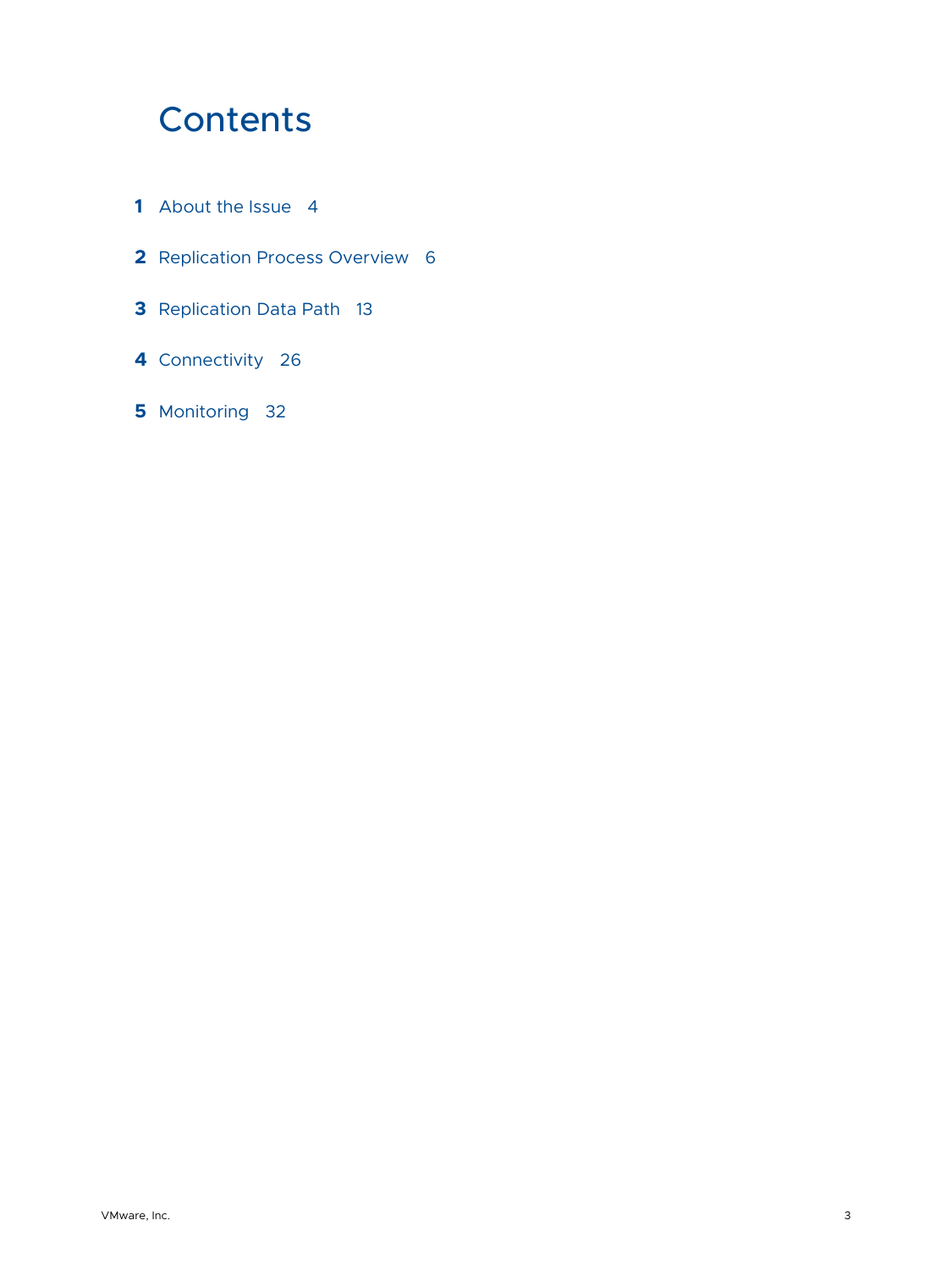# Contents

**1** About the Issue 4

**2** Replication Process Overview 6

**3** Replication Data Path 13

**4** Connectivity 26

**5** Monitoring 32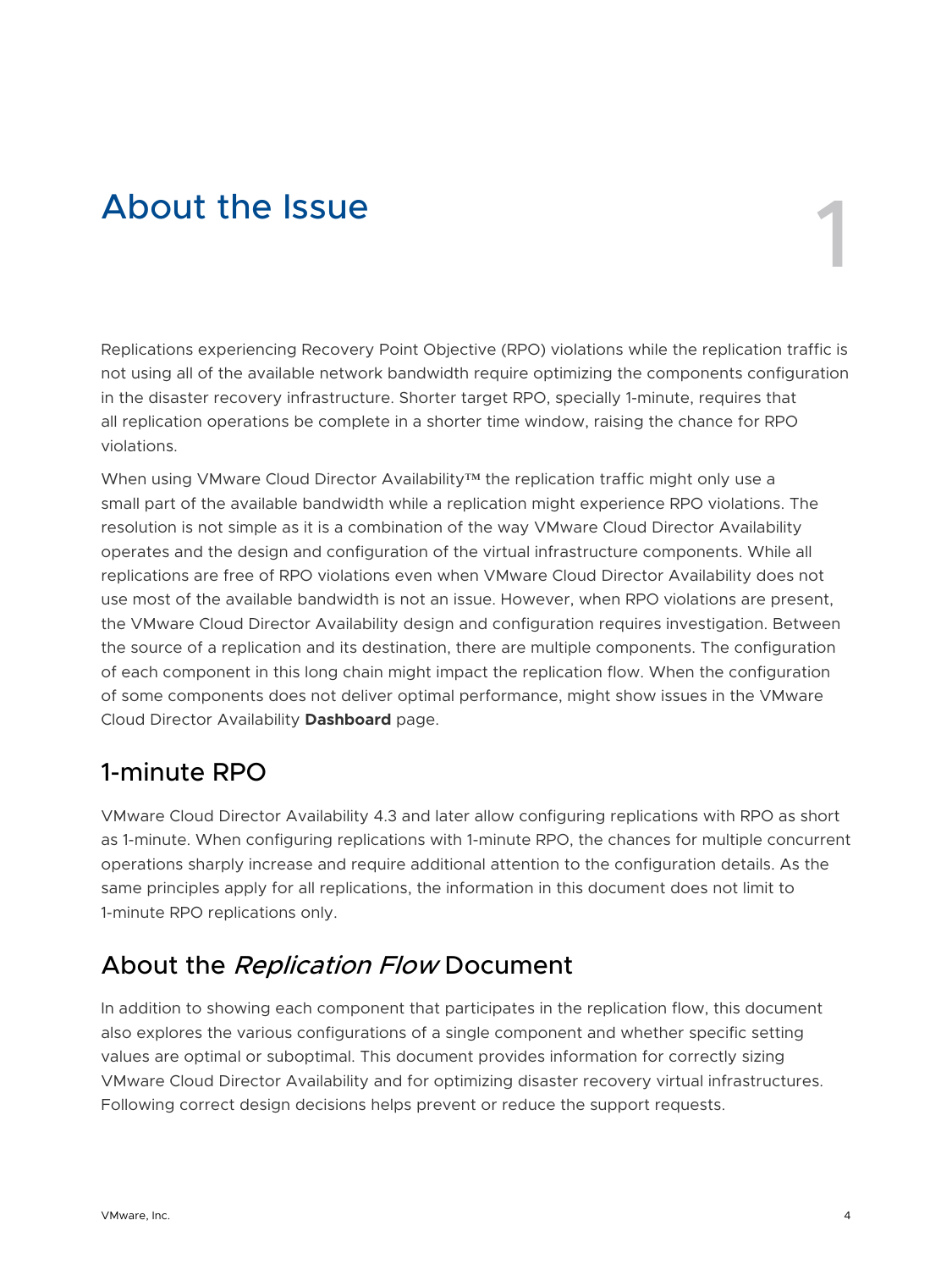# About the Issue

Replications experiencing Recovery Point Objective (RPO) violations while the replication traffic is not using all of the available network bandwidth require optimizing the components configuration in the disaster recovery infrastructure. Shorter target RPO, specially 1-minute, requires that all replication operations be complete in a shorter time window, raising the chance for RPO violations.

When using VMware Cloud Director Availability™ the replication traffic might only use a small part of the available bandwidth while a replication might experience RPO violations. The resolution is not simple as it is a combination of the way VMware Cloud Director Availability operates and the design and configuration of the virtual infrastructure components. While all replications are free of RPO violations even when VMware Cloud Director Availability does not use most of the available bandwidth is not an issue. However, when RPO violations are present, the VMware Cloud Director Availability design and configuration requires investigation. Between the source of a replication and its destination, there are multiple components. The configuration of each component in this long chain might impact the replication flow. When the configuration of some components does not deliver optimal performance, might show issues in the VMware Cloud Director Availability **Dashboard** page.

## 1-minute RPO

VMware Cloud Director Availability 4.3 and later allow configuring replications with RPO as short as 1-minute. When configuring replications with 1-minute RPO, the chances for multiple concurrent operations sharply increase and require additional attention to the configuration details. As the same principles apply for all replications, the information in this document does not limit to 1-minute RPO replications only.

## About the *Replication Flow* Document

In addition to showing each component that participates in the replication flow, this document also explores the various configurations of a single component and whether specific setting values are optimal or suboptimal. This document provides information for correctly sizing VMware Cloud Director Availability and for optimizing disaster recovery virtual infrastructures. Following correct design decisions helps prevent or reduce the support requests.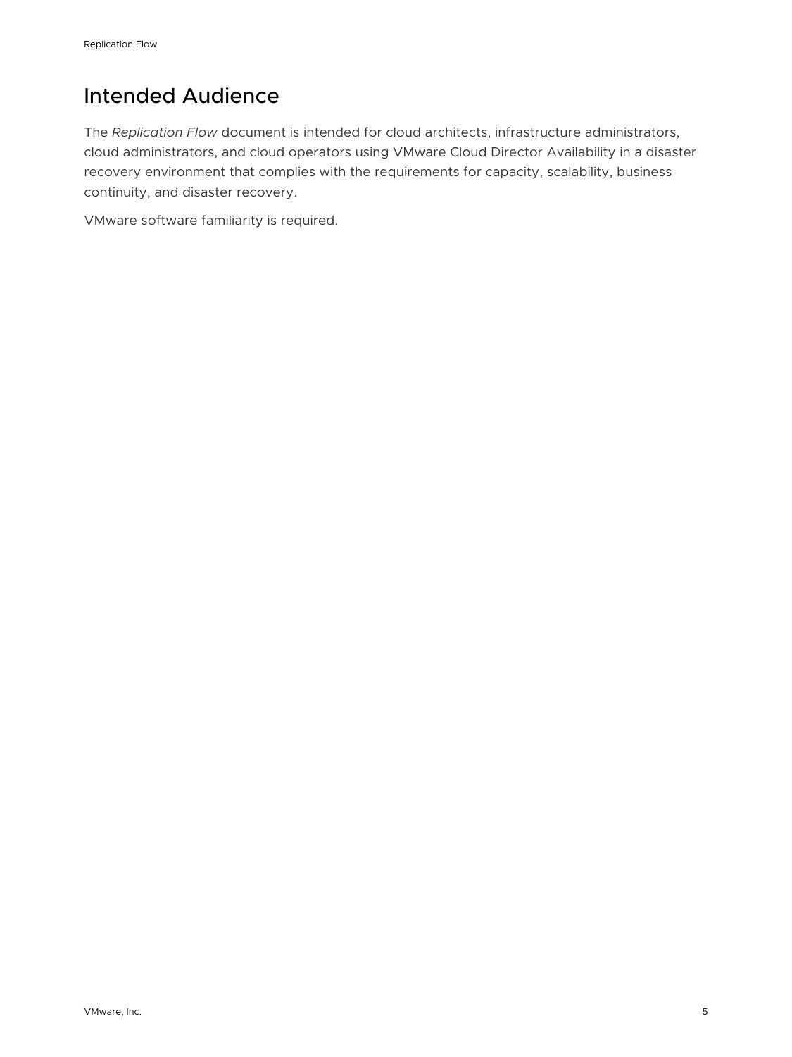# Intended Audience

The *Replication Flow* document is intended for cloud architects, infrastructure administrators, cloud administrators, and cloud operators using VMware Cloud Director Availability in a disaster recovery environment that complies with the requirements for capacity, scalability, business continuity, and disaster recovery.

VMware software familiarity is required.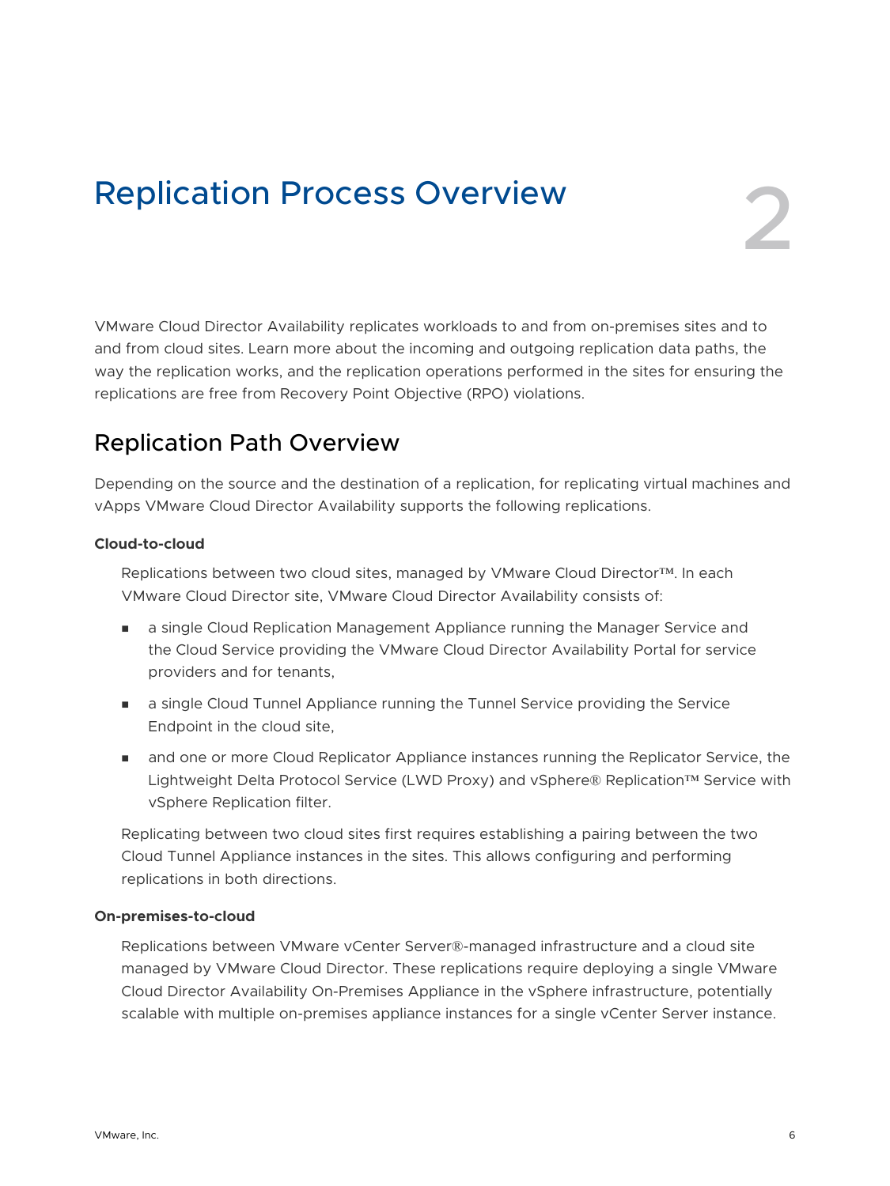# Replication Process Overview

VMware Cloud Director Availability replicates workloads to and from on-premises sites and to and from cloud sites. Learn more about the incoming and outgoing replication data paths, the way the replication works, and the replication operations performed in the sites for ensuring the replications are free from Recovery Point Objective (RPO) violations.

## Replication Path Overview

Depending on the source and the destination of a replication, for replicating virtual machines and vApps VMware Cloud Director Availability supports the following replications.

**Cloud-to-cloud**

Replications between two cloud sites, managed by VMware Cloud Director™. In each VMware Cloud Director site, VMware Cloud Director Availability consists of:

- a single Cloud Replication Management Appliance running the Manager Service and the Cloud Service providing the VMware Cloud Director Availability Portal for service providers and for tenants,
- a single Cloud Tunnel Appliance running the Tunnel Service providing the Service Endpoint in the cloud site,
- and one or more Cloud Replicator Appliance instances running the Replicator Service, the Lightweight Delta Protocol Service (LWD Proxy) and vSphere® Replication™ Service with vSphere Replication filter.

Replicating between two cloud sites first requires establishing a pairing between the two Cloud Tunnel Appliance instances in the sites. This allows configuring and performing replications in both directions.

**On-premises-to-cloud**

Replications between VMware vCenter Server®-managed infrastructure and a cloud site managed by VMware Cloud Director. These replications require deploying a single VMware Cloud Director Availability On-Premises Appliance in the vSphere infrastructure, potentially scalable with multiple on-premises appliance instances for a single vCenter Server instance.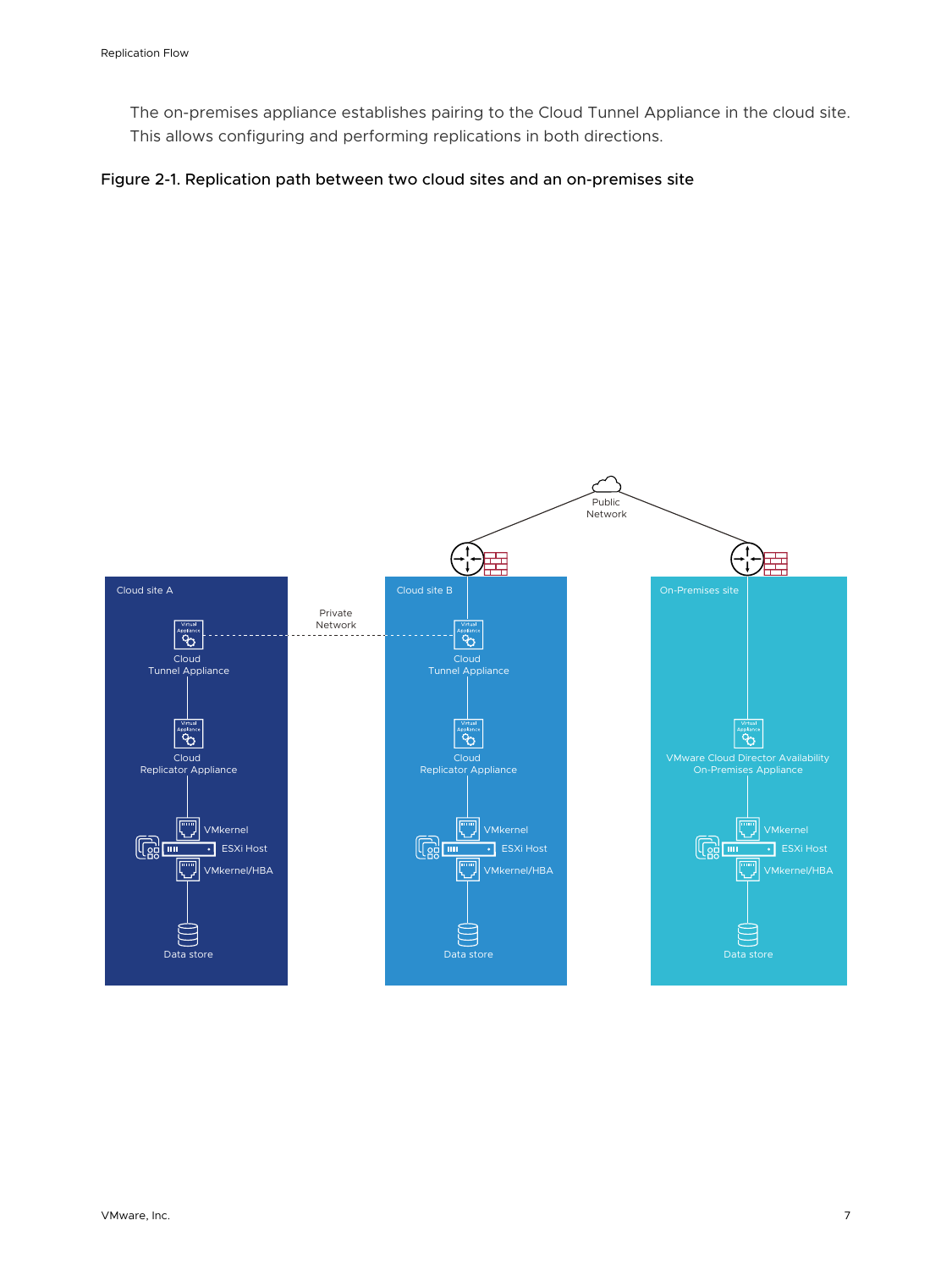The on-premises appliance establishes pairing to the Cloud Tunnel Appliance in the cloud site. This allows configuring and performing replications in both directions.

Figure 2-1. Replication path between two cloud sites and an on-premises site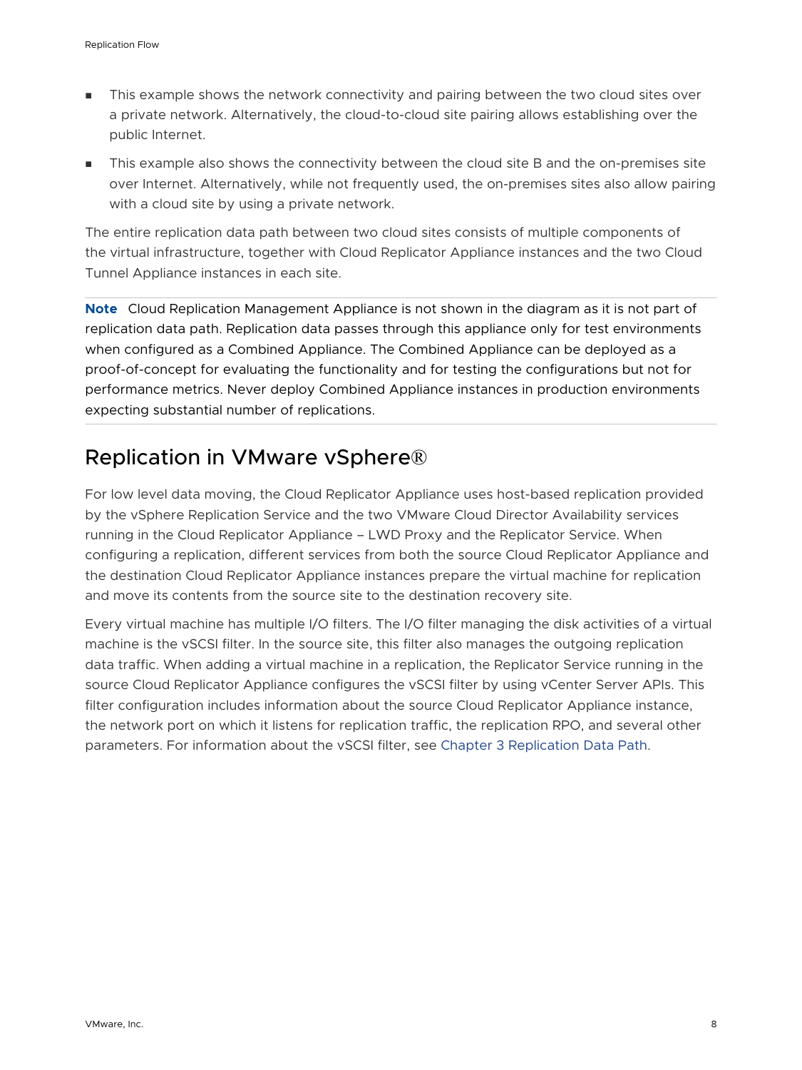- This example shows the network connectivity and pairing between the two cloud sites over a private network. Alternatively, the cloud-to-cloud site pairing allows establishing over the public Internet.
- This example also shows the connectivity between the cloud site B and the on-premises site over Internet. Alternatively, while not frequently used, the on-premises sites also allow pairing with a cloud site by using a private network.

The entire replication data path between two cloud sites consists of multiple components of the virtual infrastructure, together with Cloud Replicator Appliance instances and the two Cloud Tunnel Appliance instances in each site.

**Note** Cloud Replication Management Appliance is not shown in the diagram as it is not part of replication data path. Replication data passes through this appliance only for test environments when configured as a Combined Appliance. The Combined Appliance can be deployed as a proof-of-concept for evaluating the functionality and for testing the configurations but not for performance metrics. Never deploy Combined Appliance instances in production environments expecting substantial number of replications.

## Replication in VMware vSphere®

For low level data moving, the Cloud Replicator Appliance uses host-based replication provided by the vSphere Replication Service and the two VMware Cloud Director Availability services running in the Cloud Replicator Appliance – LWD Proxy and the Replicator Service. When configuring a replication, different services from both the source Cloud Replicator Appliance and the destination Cloud Replicator Appliance instances prepare the virtual machine for replication and move its contents from the source site to the destination recovery site.

Every virtual machine has multiple I/O filters. The I/O filter managing the disk activities of a virtual machine is the vSCSI filter. In the source site, this filter also manages the outgoing replication data traffic. When adding a virtual machine in a replication, the Replicator Service running in the source Cloud Replicator Appliance configures the vSCSI filter by using vCenter Server APIs. This filter configuration includes information about the source Cloud Replicator Appliance instance, the network port on which it listens for replication traffic, the replication RPO, and several other parameters. For information about the vSCSI filter, see Chapter 3 Replication Data Path.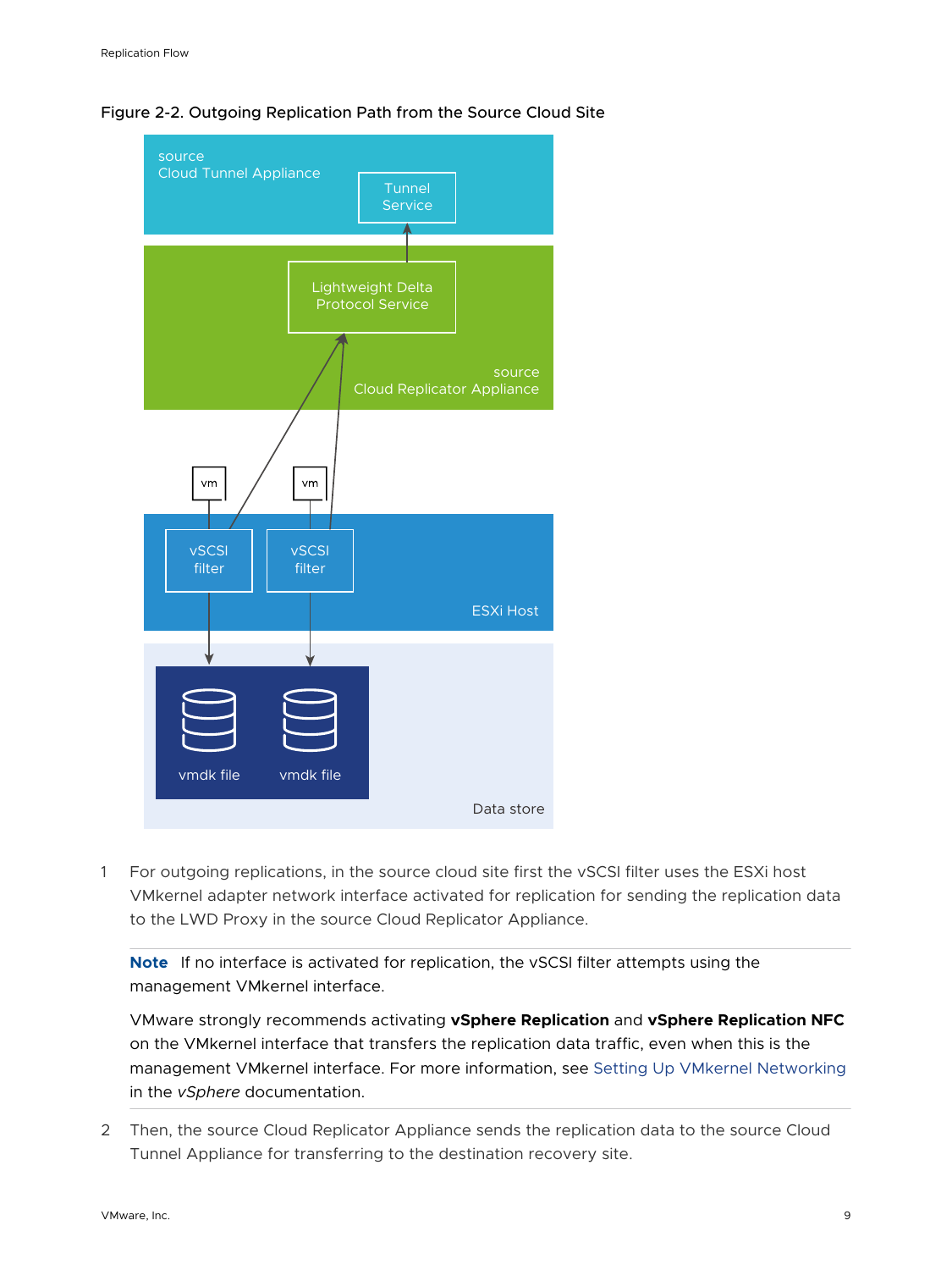Figure 2-2. Outgoing Replication Path from the Source Cloud Site

1. For outgoing replications, in the source cloud site first the vSCSI filter uses the ESXi host VMkernel adapter network interface activated for replication for sending the replication data to the LWD Proxy in the source Cloud Replicator Appliance.

   **Note** If no interface is activated for replication, the vSCSI filter attempts using the management VMkernel interface.

   VMware strongly recommends activating **vSphere Replication** and **vSphere Replication NFC** on the VMkernel interface that transfers the replication data traffic, even when this is the management VMkernel interface. For more information, see Setting Up VMkernel Networking in the *vSphere* documentation.

2. Then, the source Cloud Replicator Appliance sends the replication data to the source Cloud Tunnel Appliance for transferring to the destination recovery site.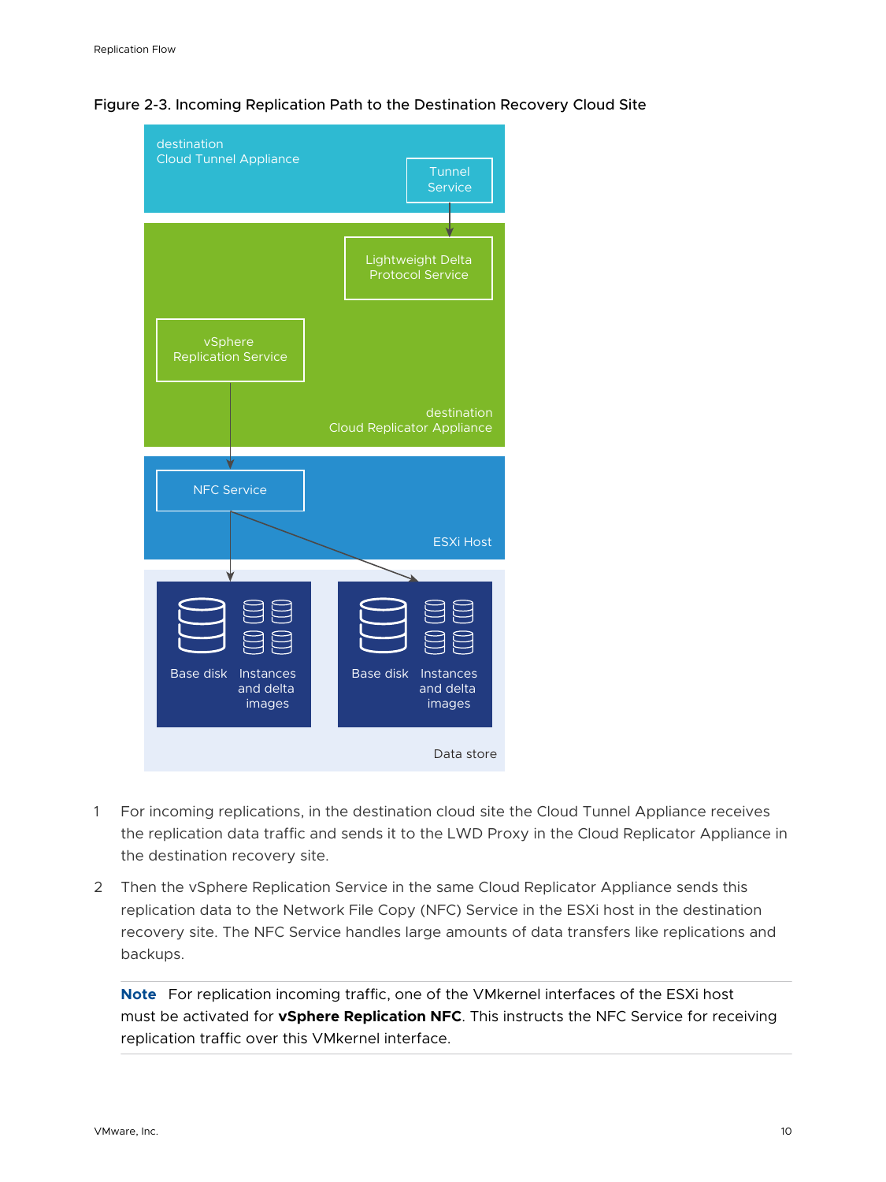Figure 2-3. Incoming Replication Path to the Destination Recovery Cloud Site

1. For incoming replications, in the destination cloud site the Cloud Tunnel Appliance receives the replication data traffic and sends it to the LWD Proxy in the Cloud Replicator Appliance in the destination recovery site.
2. Then the vSphere Replication Service in the same Cloud Replicator Appliance sends this replication data to the Network File Copy (NFC) Service in the ESXi host in the destination recovery site. The NFC Service handles large amounts of data transfers like replications and backups.

   **Note** For replication incoming traffic, one of the VMkernel interfaces of the ESXi host must be activated for **vSphere Replication NFC**. This instructs the NFC Service for receiving replication traffic over this VMkernel interface.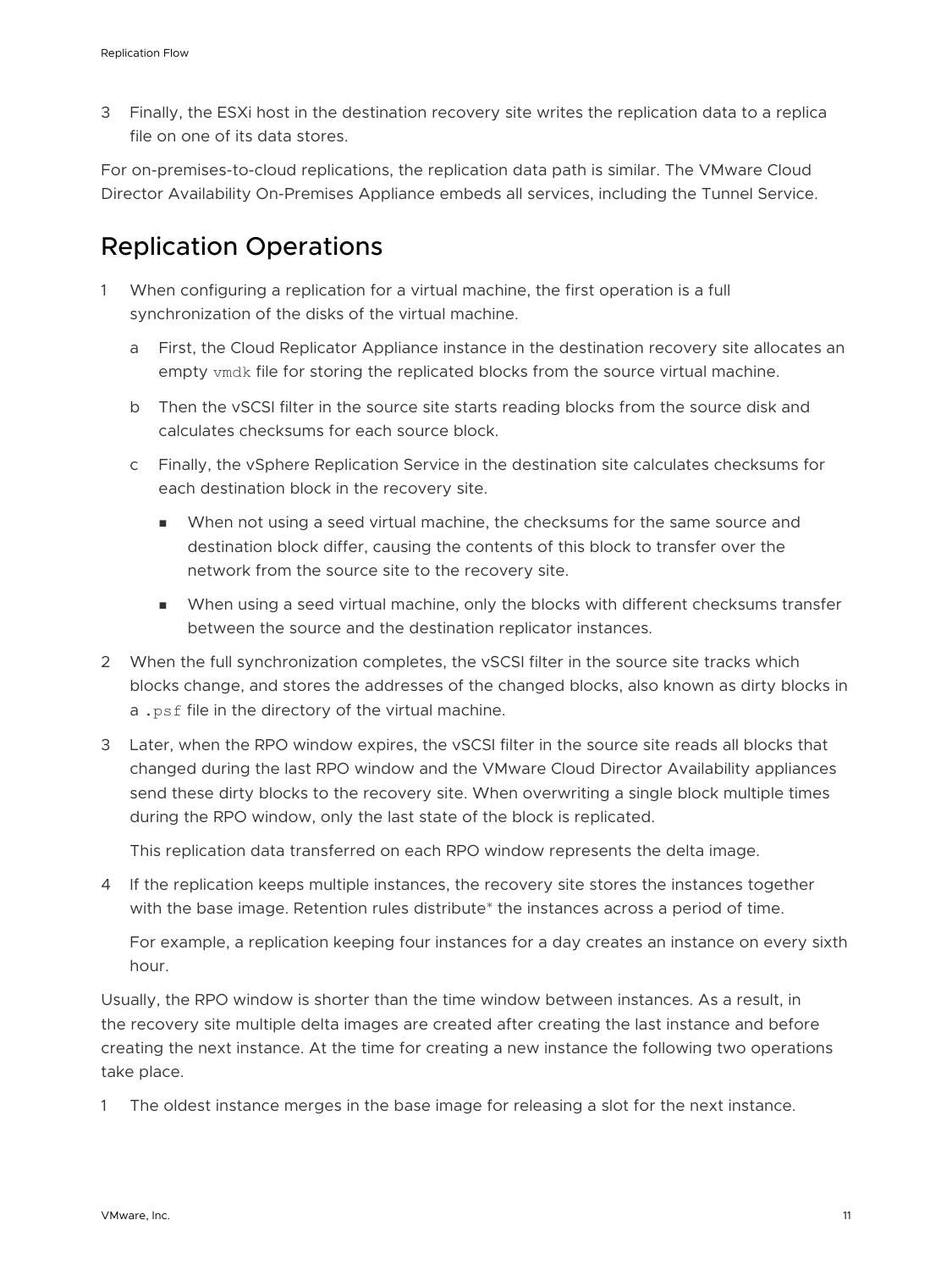3 Finally, the ESXi host in the destination recovery site writes the replication data to a replica file on one of its data stores.

For on-premises-to-cloud replications, the replication data path is similar. The VMware Cloud Director Availability On-Premises Appliance embeds all services, including the Tunnel Service.

## Replication Operations

1. When configuring a replication for a virtual machine, the first operation is a full synchronization of the disks of the virtual machine.

   a. First, the Cloud Replicator Appliance instance in the destination recovery site allocates an empty `vmdk` file for storing the replicated blocks from the source virtual machine.

   b. Then the vSCSI filter in the source site starts reading blocks from the source disk and calculates checksums for each source block.

   c. Finally, the vSphere Replication Service in the destination site calculates checksums for each destination block in the recovery site.

      - When not using a seed virtual machine, the checksums for the same source and destination block differ, causing the contents of this block to transfer over the network from the source site to the recovery site.
      - When using a seed virtual machine, only the blocks with different checksums transfer between the source and the destination replicator instances.

2. When the full synchronization completes, the vSCSI filter in the source site tracks which blocks change, and stores the addresses of the changed blocks, also known as dirty blocks in a `.psf` file in the directory of the virtual machine.

3. Later, when the RPO window expires, the vSCSI filter in the source site reads all blocks that changed during the last RPO window and the VMware Cloud Director Availability appliances send these dirty blocks to the recovery site. When overwriting a single block multiple times during the RPO window, only the last state of the block is replicated.

   This replication data transferred on each RPO window represents the delta image.

4. If the replication keeps multiple instances, the recovery site stores the instances together with the base image. Retention rules distribute* the instances across a period of time.

   For example, a replication keeping four instances for a day creates an instance on every sixth hour.

Usually, the RPO window is shorter than the time window between instances. As a result, in the recovery site multiple delta images are created after creating the last instance and before creating the next instance. At the time for creating a new instance the following two operations take place.

1. The oldest instance merges in the base image for releasing a slot for the next instance.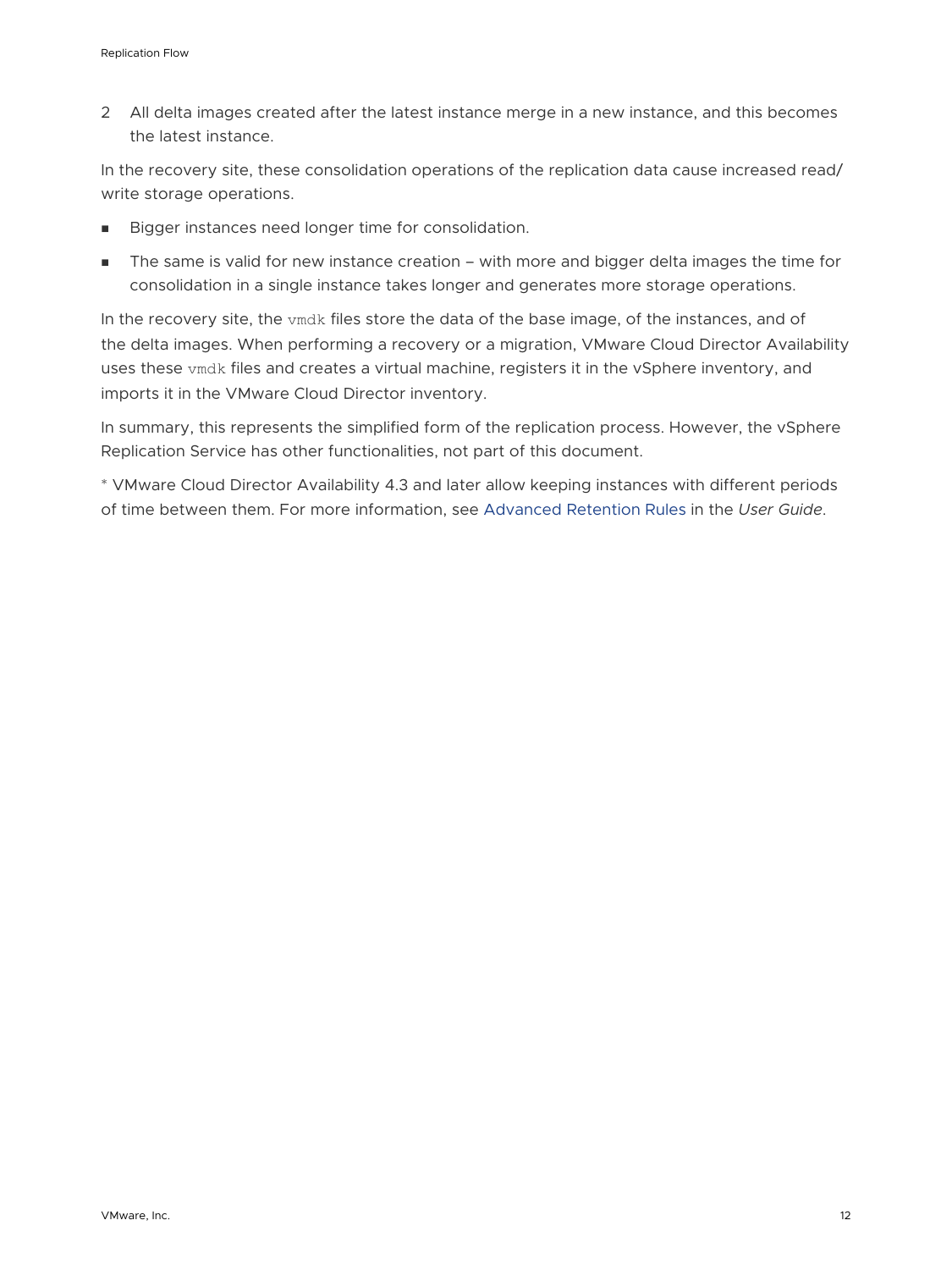2. All delta images created after the latest instance merge in a new instance, and this becomes the latest instance.

In the recovery site, these consolidation operations of the replication data cause increased read/write storage operations.

- Bigger instances need longer time for consolidation.
- The same is valid for new instance creation – with more and bigger delta images the time for consolidation in a single instance takes longer and generates more storage operations.

In the recovery site, the `vmdk` files store the data of the base image, of the instances, and of the delta images. When performing a recovery or a migration, VMware Cloud Director Availability uses these `vmdk` files and creates a virtual machine, registers it in the vSphere inventory, and imports it in the VMware Cloud Director inventory.

In summary, this represents the simplified form of the replication process. However, the vSphere Replication Service has other functionalities, not part of this document.

* VMware Cloud Director Availability 4.3 and later allow keeping instances with different periods of time between them. For more information, see Advanced Retention Rules in the *User Guide*.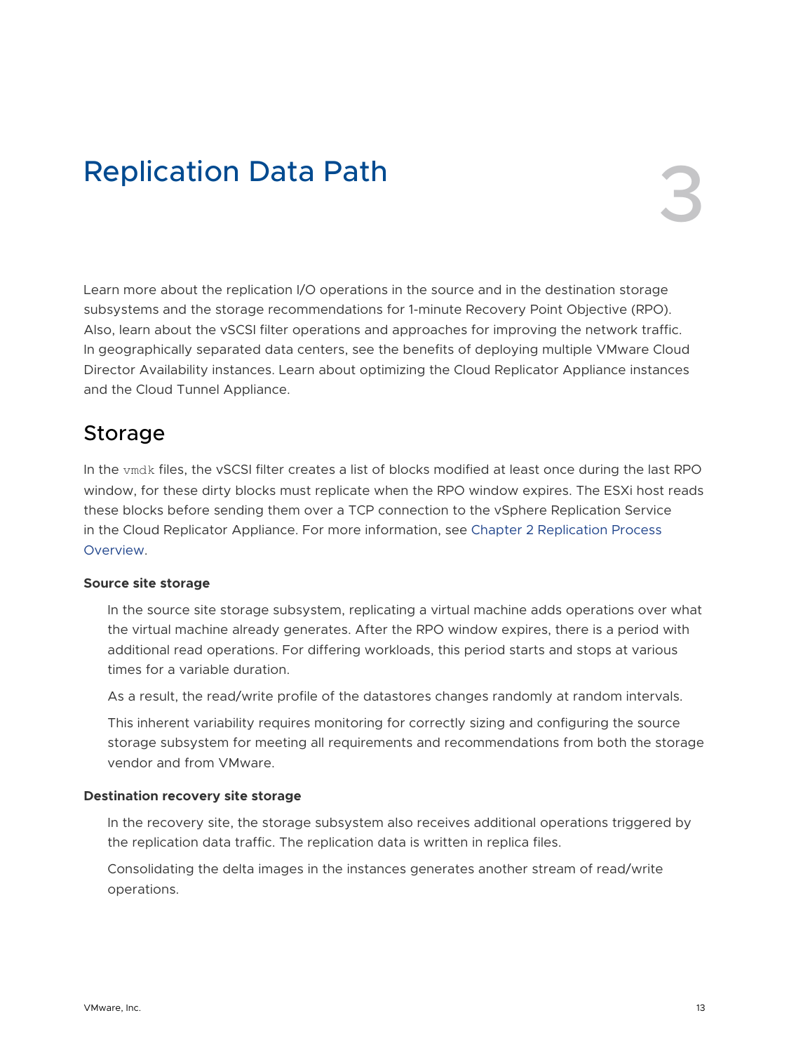# 3 Replication Data Path

Learn more about the replication I/O operations in the source and in the destination storage subsystems and the storage recommendations for 1-minute Recovery Point Objective (RPO). Also, learn about the vSCSI filter operations and approaches for improving the network traffic. In geographically separated data centers, see the benefits of deploying multiple VMware Cloud Director Availability instances. Learn about optimizing the Cloud Replicator Appliance instances and the Cloud Tunnel Appliance.

## Storage

In the `vmdk` files, the vSCSI filter creates a list of blocks modified at least once during the last RPO window, for these dirty blocks must replicate when the RPO window expires. The ESXi host reads these blocks before sending them over a TCP connection to the vSphere Replication Service in the Cloud Replicator Appliance. For more information, see Chapter 2 Replication Process Overview.

**Source site storage**

In the source site storage subsystem, replicating a virtual machine adds operations over what the virtual machine already generates. After the RPO window expires, there is a period with additional read operations. For differing workloads, this period starts and stops at various times for a variable duration.

As a result, the read/write profile of the datastores changes randomly at random intervals.

This inherent variability requires monitoring for correctly sizing and configuring the source storage subsystem for meeting all requirements and recommendations from both the storage vendor and from VMware.

**Destination recovery site storage**

In the recovery site, the storage subsystem also receives additional operations triggered by the replication data traffic. The replication data is written in replica files.

Consolidating the delta images in the instances generates another stream of read/write operations.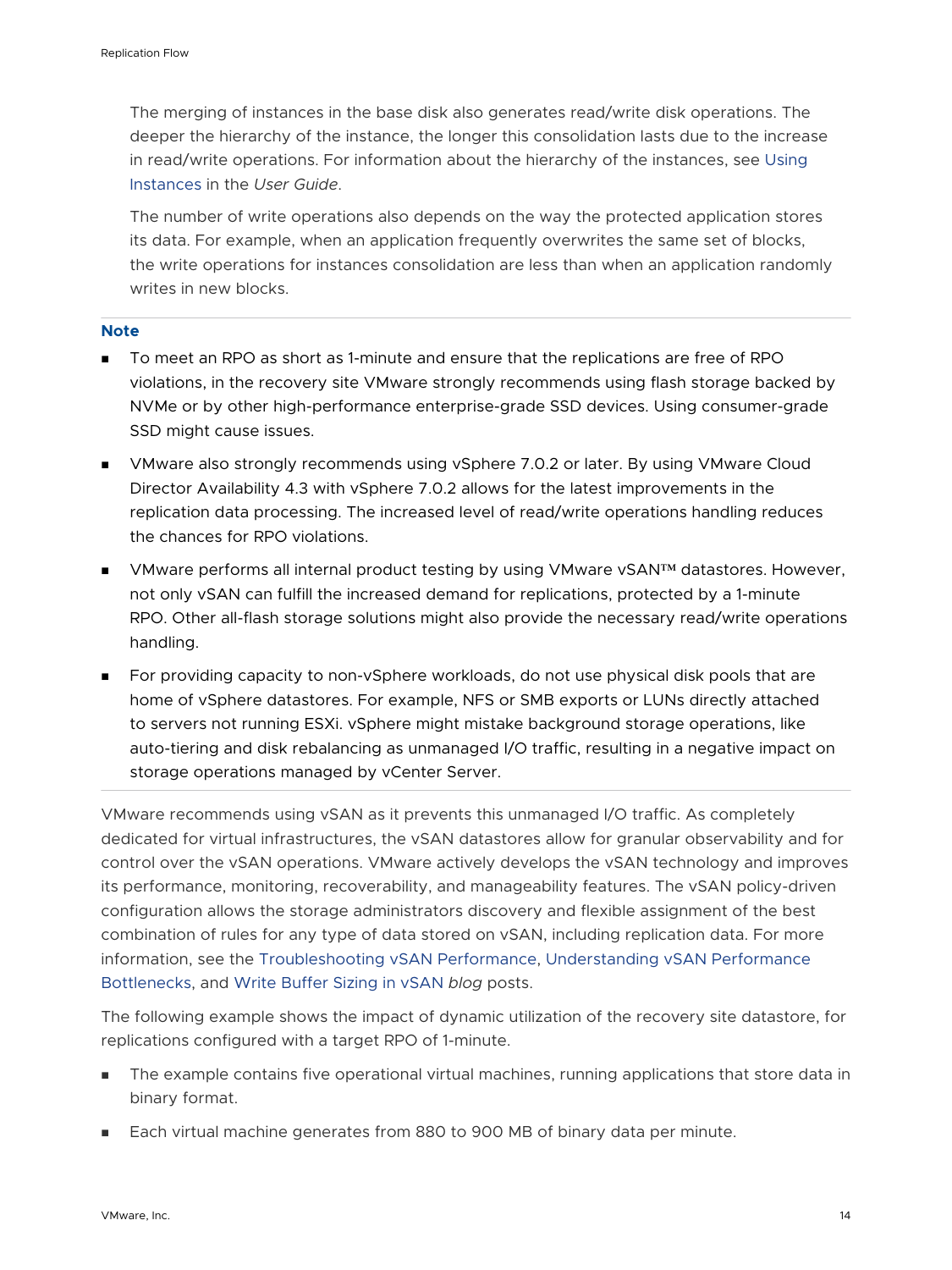The merging of instances in the base disk also generates read/write disk operations. The deeper the hierarchy of the instance, the longer this consolidation lasts due to the increase in read/write operations. For information about the hierarchy of the instances, see Using Instances in the *User Guide*.

The number of write operations also depends on the way the protected application stores its data. For example, when an application frequently overwrites the same set of blocks, the write operations for instances consolidation are less than when an application randomly writes in new blocks.

---

**Note**

- To meet an RPO as short as 1-minute and ensure that the replications are free of RPO violations, in the recovery site VMware strongly recommends using flash storage backed by NVMe or by other high-performance enterprise-grade SSD devices. Using consumer-grade SSD might cause issues.
- VMware also strongly recommends using vSphere 7.0.2 or later. By using VMware Cloud Director Availability 4.3 with vSphere 7.0.2 allows for the latest improvements in the replication data processing. The increased level of read/write operations handling reduces the chances for RPO violations.
- VMware performs all internal product testing by using VMware vSAN™ datastores. However, not only vSAN can fulfill the increased demand for replications, protected by a 1-minute RPO. Other all-flash storage solutions might also provide the necessary read/write operations handling.
- For providing capacity to non-vSphere workloads, do not use physical disk pools that are home of vSphere datastores. For example, NFS or SMB exports or LUNs directly attached to servers not running ESXi. vSphere might mistake background storage operations, like auto-tiering and disk rebalancing as unmanaged I/O traffic, resulting in a negative impact on storage operations managed by vCenter Server.

---

VMware recommends using vSAN as it prevents this unmanaged I/O traffic. As completely dedicated for virtual infrastructures, the vSAN datastores allow for granular observability and for control over the vSAN operations. VMware actively develops the vSAN technology and improves its performance, monitoring, recoverability, and manageability features. The vSAN policy-driven configuration allows the storage administrators discovery and flexible assignment of the best combination of rules for any type of data stored on vSAN, including replication data. For more information, see the Troubleshooting vSAN Performance, Understanding vSAN Performance Bottlenecks, and Write Buffer Sizing in vSAN *blog* posts.

The following example shows the impact of dynamic utilization of the recovery site datastore, for replications configured with a target RPO of 1-minute.

- The example contains five operational virtual machines, running applications that store data in binary format.
- Each virtual machine generates from 880 to 900 MB of binary data per minute.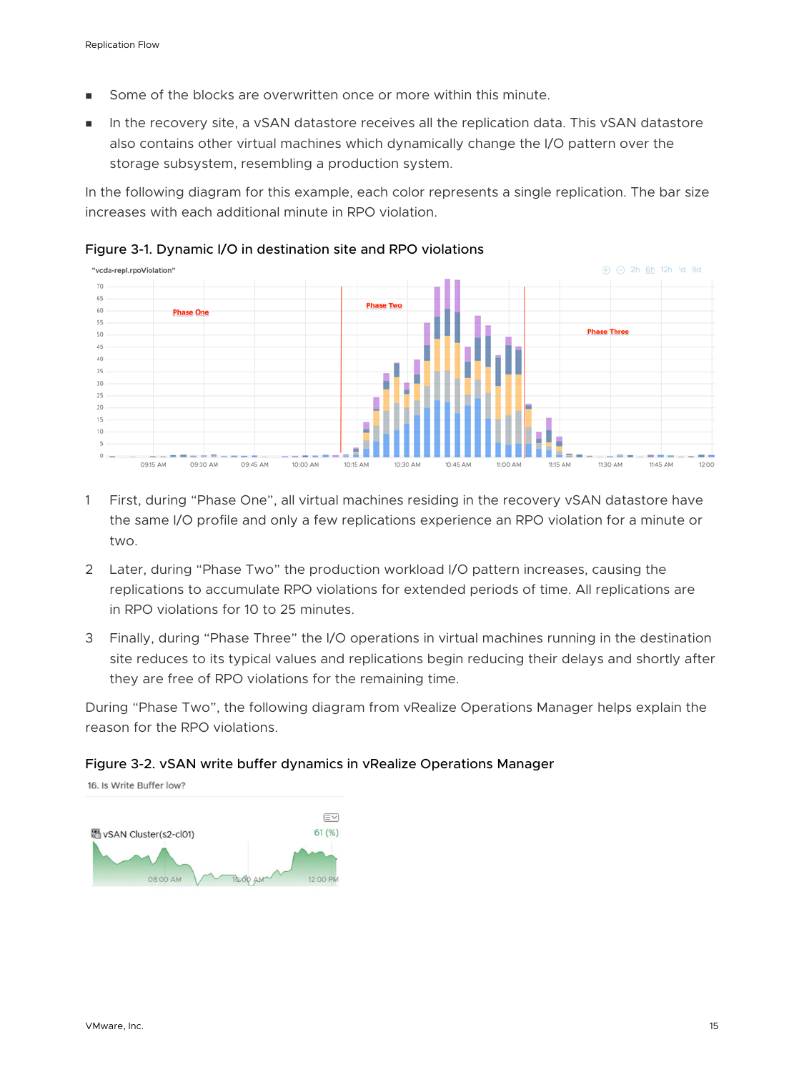- Some of the blocks are overwritten once or more within this minute.
- In the recovery site, a vSAN datastore receives all the replication data. This vSAN datastore also contains other virtual machines which dynamically change the I/O pattern over the storage subsystem, resembling a production system.

In the following diagram for this example, each color represents a single replication. The bar size increases with each additional minute in RPO violation.

**Figure 3-1. Dynamic I/O in destination site and RPO violations**

1. First, during "Phase One", all virtual machines residing in the recovery vSAN datastore have the same I/O profile and only a few replications experience an RPO violation for a minute or two.
2. Later, during "Phase Two" the production workload I/O pattern increases, causing the replications to accumulate RPO violations for extended periods of time. All replications are in RPO violations for 10 to 25 minutes.
3. Finally, during "Phase Three" the I/O operations in virtual machines running in the destination site reduces to its typical values and replications begin reducing their delays and shortly after they are free of RPO violations for the remaining time.

During "Phase Two", the following diagram from vRealize Operations Manager helps explain the reason for the RPO violations.

**Figure 3-2. vSAN write buffer dynamics in vRealize Operations Manager**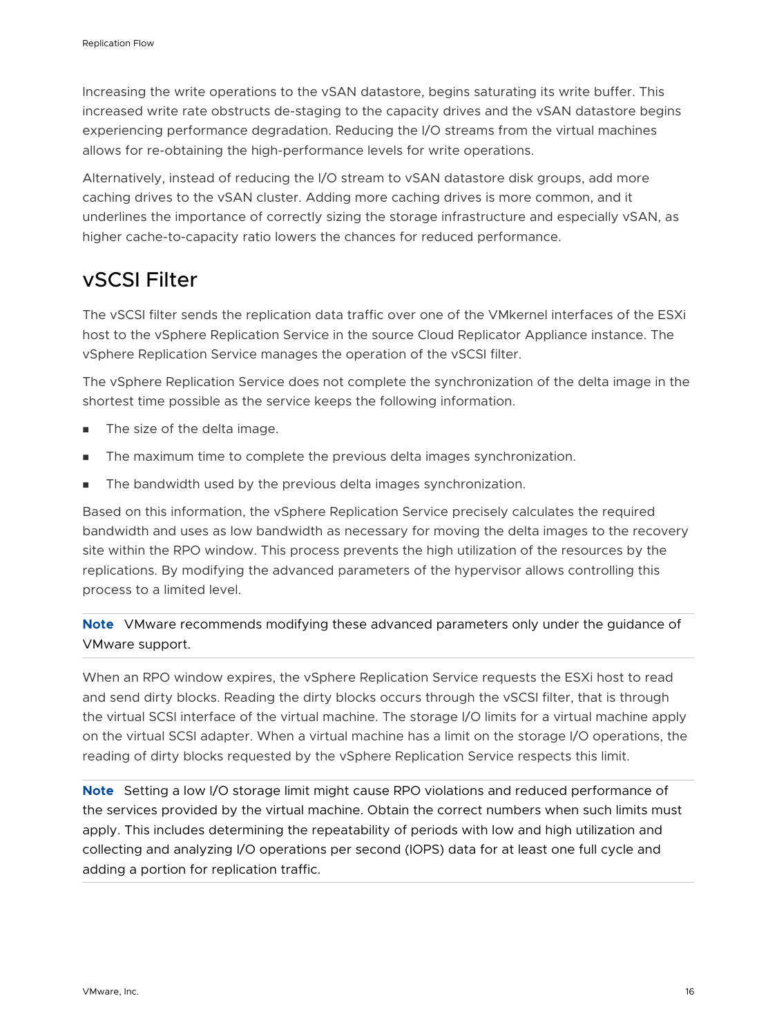Increasing the write operations to the vSAN datastore, begins saturating its write buffer. This increased write rate obstructs de-staging to the capacity drives and the vSAN datastore begins experiencing performance degradation. Reducing the I/O streams from the virtual machines allows for re-obtaining the high-performance levels for write operations.

Alternatively, instead of reducing the I/O stream to vSAN datastore disk groups, add more caching drives to the vSAN cluster. Adding more caching drives is more common, and it underlines the importance of correctly sizing the storage infrastructure and especially vSAN, as higher cache-to-capacity ratio lowers the chances for reduced performance.

## vSCSI Filter

The vSCSI filter sends the replication data traffic over one of the VMkernel interfaces of the ESXi host to the vSphere Replication Service in the source Cloud Replicator Appliance instance. The vSphere Replication Service manages the operation of the vSCSI filter.

The vSphere Replication Service does not complete the synchronization of the delta image in the shortest time possible as the service keeps the following information.

- The size of the delta image.
- The maximum time to complete the previous delta images synchronization.
- The bandwidth used by the previous delta images synchronization.

Based on this information, the vSphere Replication Service precisely calculates the required bandwidth and uses as low bandwidth as necessary for moving the delta images to the recovery site within the RPO window. This process prevents the high utilization of the resources by the replications. By modifying the advanced parameters of the hypervisor allows controlling this process to a limited level.

**Note** VMware recommends modifying these advanced parameters only under the guidance of VMware support.

When an RPO window expires, the vSphere Replication Service requests the ESXi host to read and send dirty blocks. Reading the dirty blocks occurs through the vSCSI filter, that is through the virtual SCSI interface of the virtual machine. The storage I/O limits for a virtual machine apply on the virtual SCSI adapter. When a virtual machine has a limit on the storage I/O operations, the reading of dirty blocks requested by the vSphere Replication Service respects this limit.

**Note** Setting a low I/O storage limit might cause RPO violations and reduced performance of the services provided by the virtual machine. Obtain the correct numbers when such limits must apply. This includes determining the repeatability of periods with low and high utilization and collecting and analyzing I/O operations per second (IOPS) data for at least one full cycle and adding a portion for replication traffic.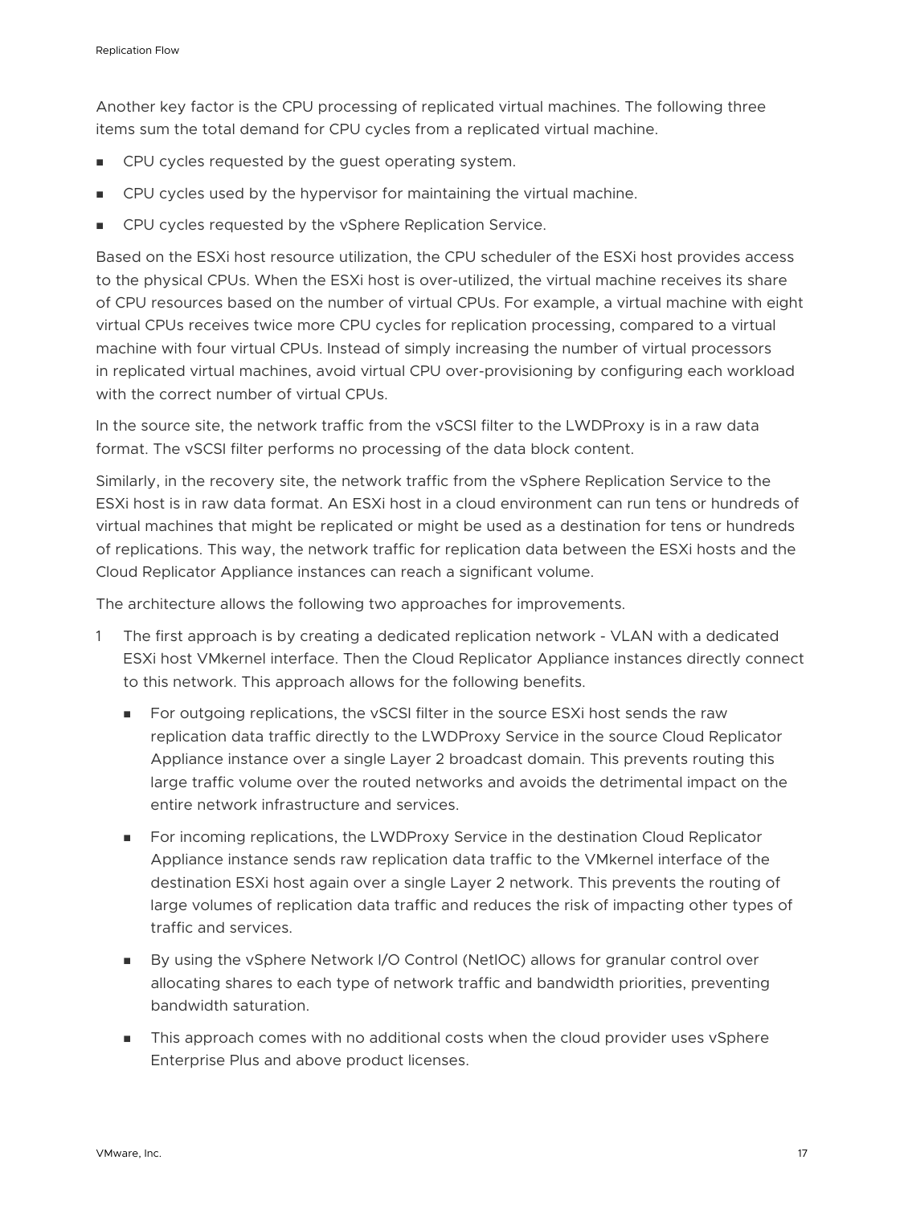Another key factor is the CPU processing of replicated virtual machines. The following three items sum the total demand for CPU cycles from a replicated virtual machine.

- CPU cycles requested by the guest operating system.
- CPU cycles used by the hypervisor for maintaining the virtual machine.
- CPU cycles requested by the vSphere Replication Service.

Based on the ESXi host resource utilization, the CPU scheduler of the ESXi host provides access to the physical CPUs. When the ESXi host is over-utilized, the virtual machine receives its share of CPU resources based on the number of virtual CPUs. For example, a virtual machine with eight virtual CPUs receives twice more CPU cycles for replication processing, compared to a virtual machine with four virtual CPUs. Instead of simply increasing the number of virtual processors in replicated virtual machines, avoid virtual CPU over-provisioning by configuring each workload with the correct number of virtual CPUs.

In the source site, the network traffic from the vSCSI filter to the LWDProxy is in a raw data format. The vSCSI filter performs no processing of the data block content.

Similarly, in the recovery site, the network traffic from the vSphere Replication Service to the ESXi host is in raw data format. An ESXi host in a cloud environment can run tens or hundreds of virtual machines that might be replicated or might be used as a destination for tens or hundreds of replications. This way, the network traffic for replication data between the ESXi hosts and the Cloud Replicator Appliance instances can reach a significant volume.

The architecture allows the following two approaches for improvements.

1. The first approach is by creating a dedicated replication network - VLAN with a dedicated ESXi host VMkernel interface. Then the Cloud Replicator Appliance instances directly connect to this network. This approach allows for the following benefits.
   - For outgoing replications, the vSCSI filter in the source ESXi host sends the raw replication data traffic directly to the LWDProxy Service in the source Cloud Replicator Appliance instance over a single Layer 2 broadcast domain. This prevents routing this large traffic volume over the routed networks and avoids the detrimental impact on the entire network infrastructure and services.
   - For incoming replications, the LWDProxy Service in the destination Cloud Replicator Appliance instance sends raw replication data traffic to the VMkernel interface of the destination ESXi host again over a single Layer 2 network. This prevents the routing of large volumes of replication data traffic and reduces the risk of impacting other types of traffic and services.
   - By using the vSphere Network I/O Control (NetIOC) allows for granular control over allocating shares to each type of network traffic and bandwidth priorities, preventing bandwidth saturation.
   - This approach comes with no additional costs when the cloud provider uses vSphere Enterprise Plus and above product licenses.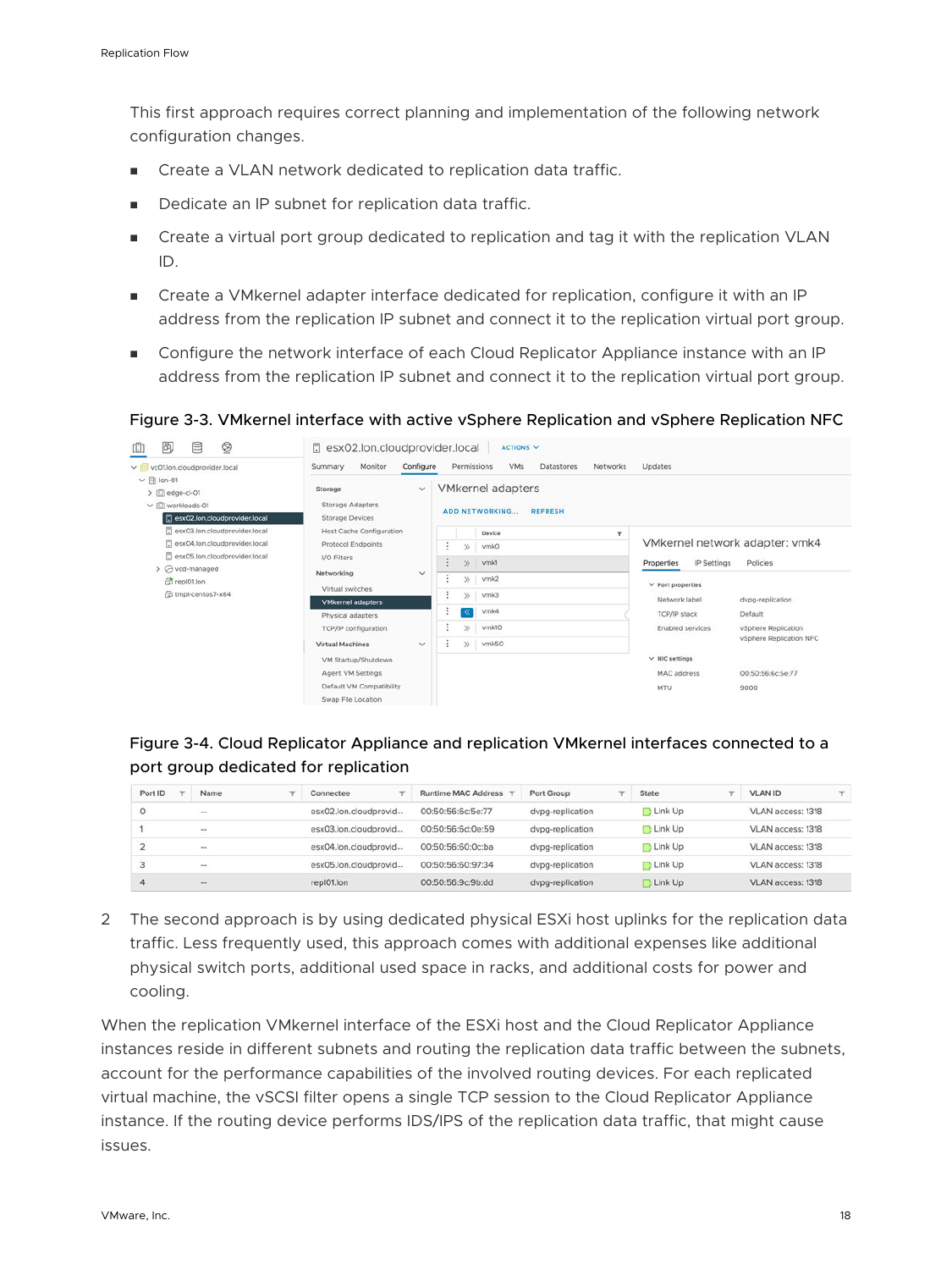This first approach requires correct planning and implementation of the following network configuration changes.

- Create a VLAN network dedicated to replication data traffic.
- Dedicate an IP subnet for replication data traffic.
- Create a virtual port group dedicated to replication and tag it with the replication VLAN ID.
- Create a VMkernel adapter interface dedicated for replication, configure it with an IP address from the replication IP subnet and connect it to the replication virtual port group.
- Configure the network interface of each Cloud Replicator Appliance instance with an IP address from the replication IP subnet and connect it to the replication virtual port group.

Figure 3-3. VMkernel interface with active vSphere Replication and vSphere Replication NFC

Figure 3-4. Cloud Replicator Appliance and replication VMkernel interfaces connected to a port group dedicated for replication

| Port ID | Name | Connectee | Runtime MAC Address | Port Group | State | VLAN ID |
|---|---|---|---|---|---|---|
| 0 | -- | esx02.lon.cloudprovid... | 00:50:56:6c:5e:77 | dvpg-replication | Link Up | VLAN access: 1318 |
| 1 | -- | esx03.lon.cloudprovid... | 00:50:56:6d:0e:59 | dvpg-replication | Link Up | VLAN access: 1318 |
| 2 | -- | esx04.lon.cloudprovid... | 00:50:56:60:0c:ba | dvpg-replication | Link Up | VLAN access: 1318 |
| 3 | -- | esx05.lon.cloudprovid... | 00:50:56:60:97:34 | dvpg-replication | Link Up | VLAN access: 1318 |
| 4 | -- | repl01.lon | 00:50:56:9c:9b:dd | dvpg-replication | Link Up | VLAN access: 1318 |

2. The second approach is by using dedicated physical ESXi host uplinks for the replication data traffic. Less frequently used, this approach comes with additional expenses like additional physical switch ports, additional used space in racks, and additional costs for power and cooling.

When the replication VMkernel interface of the ESXi host and the Cloud Replicator Appliance instances reside in different subnets and routing the replication data traffic between the subnets, account for the performance capabilities of the involved routing devices. For each replicated virtual machine, the vSCSI filter opens a single TCP session to the Cloud Replicator Appliance instance. If the routing device performs IDS/IPS of the replication data traffic, that might cause issues.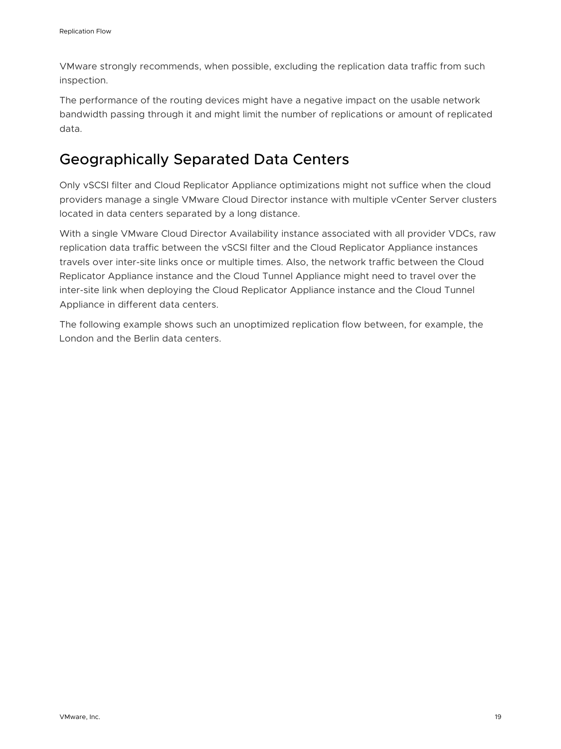VMware strongly recommends, when possible, excluding the replication data traffic from such inspection.

The performance of the routing devices might have a negative impact on the usable network bandwidth passing through it and might limit the number of replications or amount of replicated data.

## Geographically Separated Data Centers

Only vSCSI filter and Cloud Replicator Appliance optimizations might not suffice when the cloud providers manage a single VMware Cloud Director instance with multiple vCenter Server clusters located in data centers separated by a long distance.

With a single VMware Cloud Director Availability instance associated with all provider VDCs, raw replication data traffic between the vSCSI filter and the Cloud Replicator Appliance instances travels over inter-site links once or multiple times. Also, the network traffic between the Cloud Replicator Appliance instance and the Cloud Tunnel Appliance might need to travel over the inter-site link when deploying the Cloud Replicator Appliance instance and the Cloud Tunnel Appliance in different data centers.

The following example shows such an unoptimized replication flow between, for example, the London and the Berlin data centers.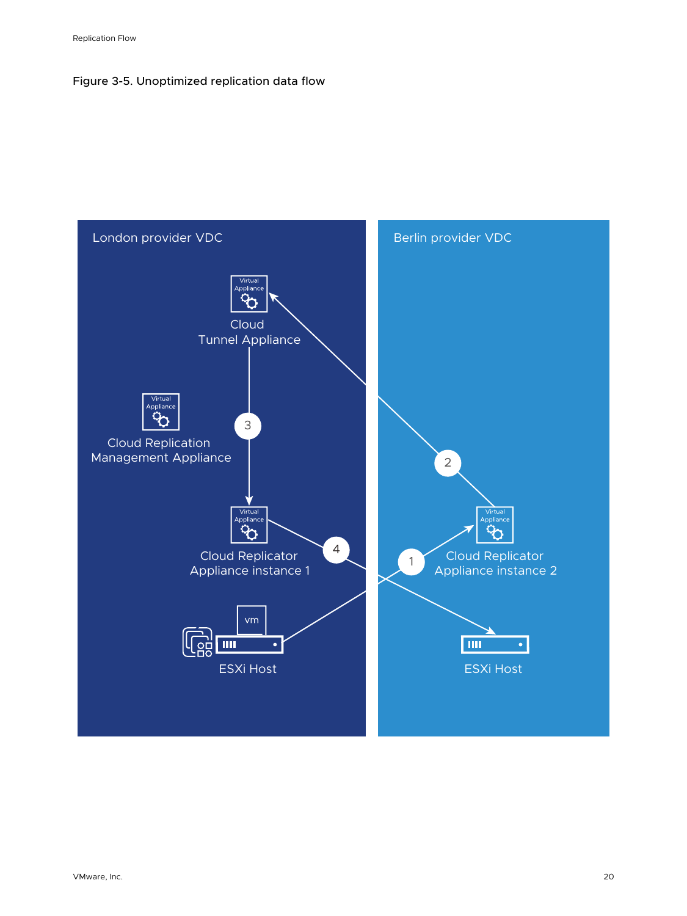Figure 3-5. Unoptimized replication data flow

London provider VDC

Berlin provider VDC

Cloud Tunnel Appliance

Cloud Replication Management Appliance

Cloud Replicator Appliance instance 1

Cloud Replicator Appliance instance 2

ESXi Host

ESXi Host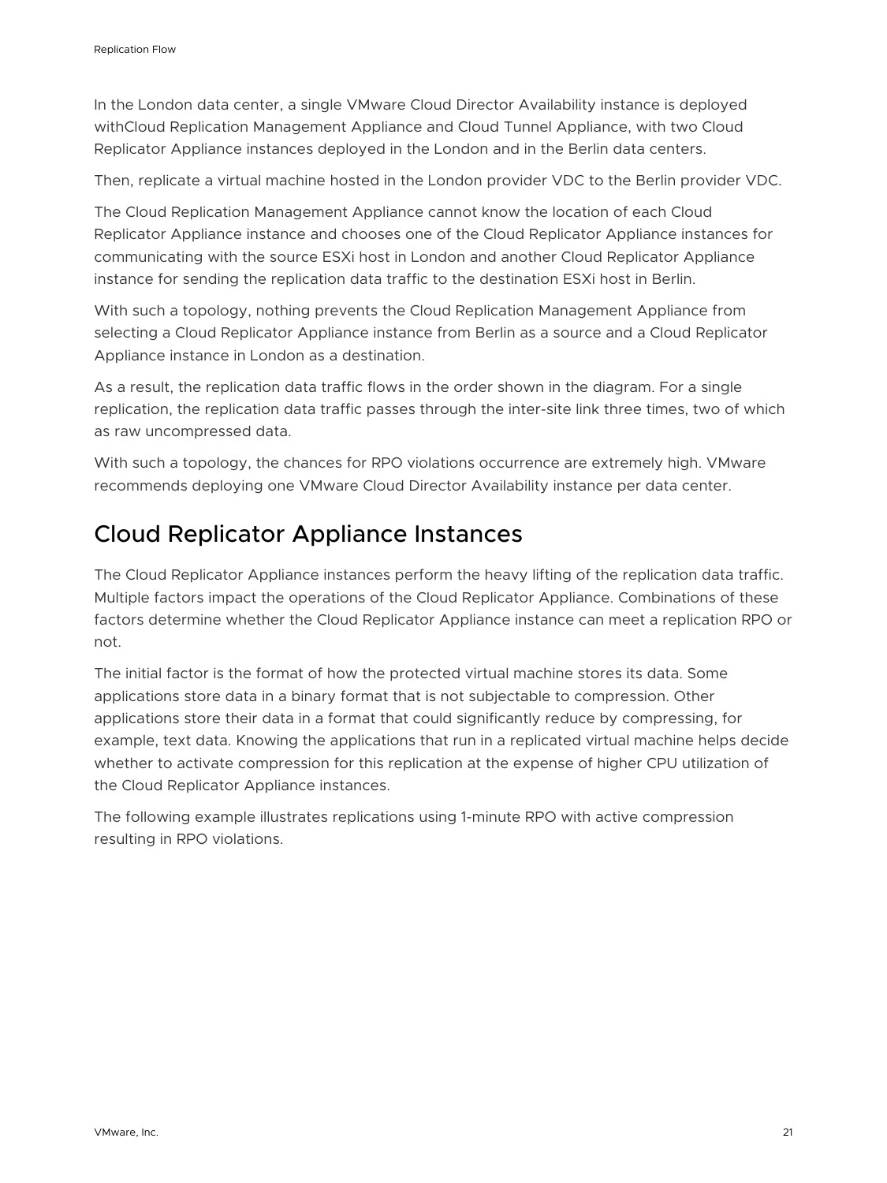In the London data center, a single VMware Cloud Director Availability instance is deployed withCloud Replication Management Appliance and Cloud Tunnel Appliance, with two Cloud Replicator Appliance instances deployed in the London and in the Berlin data centers.

Then, replicate a virtual machine hosted in the London provider VDC to the Berlin provider VDC.

The Cloud Replication Management Appliance cannot know the location of each Cloud Replicator Appliance instance and chooses one of the Cloud Replicator Appliance instances for communicating with the source ESXi host in London and another Cloud Replicator Appliance instance for sending the replication data traffic to the destination ESXi host in Berlin.

With such a topology, nothing prevents the Cloud Replication Management Appliance from selecting a Cloud Replicator Appliance instance from Berlin as a source and a Cloud Replicator Appliance instance in London as a destination.

As a result, the replication data traffic flows in the order shown in the diagram. For a single replication, the replication data traffic passes through the inter-site link three times, two of which as raw uncompressed data.

With such a topology, the chances for RPO violations occurrence are extremely high. VMware recommends deploying one VMware Cloud Director Availability instance per data center.

## Cloud Replicator Appliance Instances

The Cloud Replicator Appliance instances perform the heavy lifting of the replication data traffic. Multiple factors impact the operations of the Cloud Replicator Appliance. Combinations of these factors determine whether the Cloud Replicator Appliance instance can meet a replication RPO or not.

The initial factor is the format of how the protected virtual machine stores its data. Some applications store data in a binary format that is not subjectable to compression. Other applications store their data in a format that could significantly reduce by compressing, for example, text data. Knowing the applications that run in a replicated virtual machine helps decide whether to activate compression for this replication at the expense of higher CPU utilization of the Cloud Replicator Appliance instances.

The following example illustrates replications using 1-minute RPO with active compression resulting in RPO violations.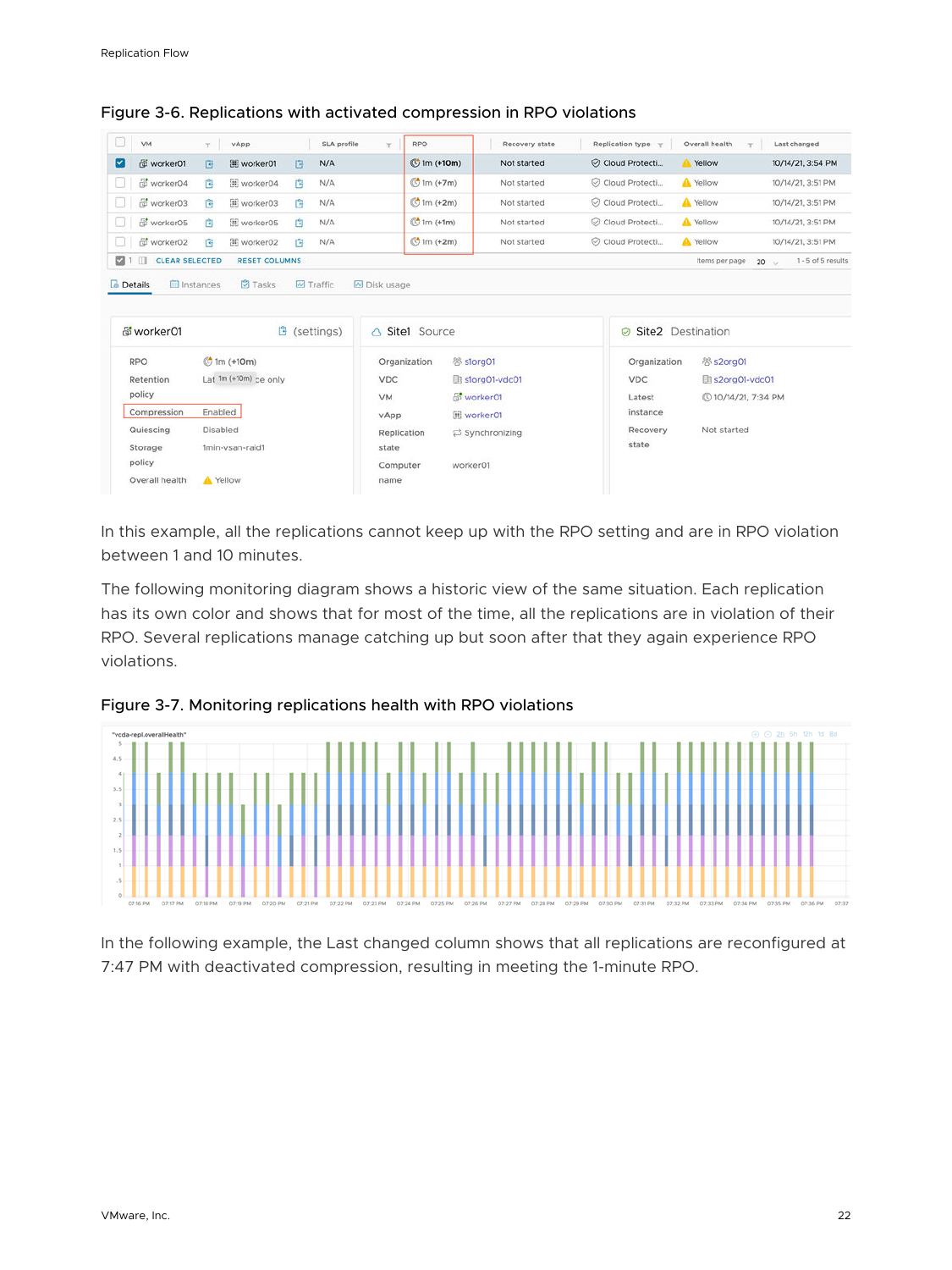Figure 3-6. Replications with activated compression in RPO violations

In this example, all the replications cannot keep up with the RPO setting and are in RPO violation between 1 and 10 minutes.

The following monitoring diagram shows a historic view of the same situation. Each replication has its own color and shows that for most of the time, all the replications are in violation of their RPO. Several replications manage catching up but soon after that they again experience RPO violations.

Figure 3-7. Monitoring replications health with RPO violations

In the following example, the Last changed column shows that all replications are reconfigured at 7:47 PM with deactivated compression, resulting in meeting the 1-minute RPO.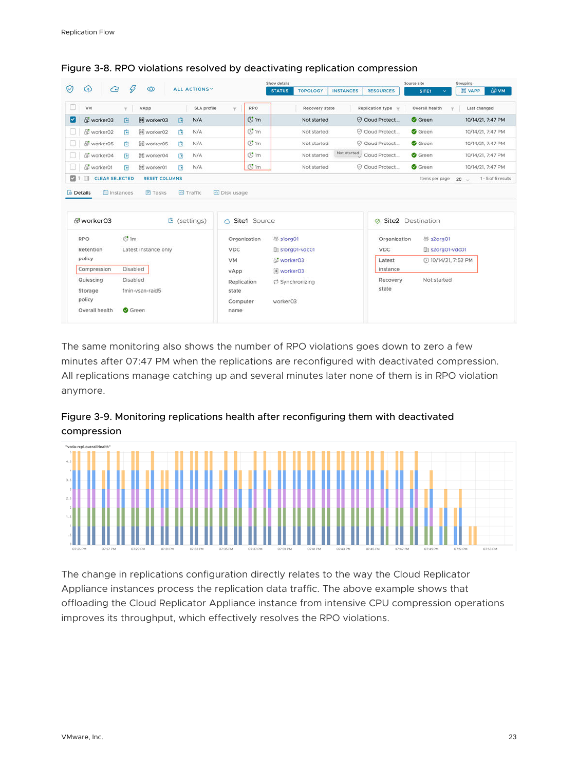Figure 3-8. RPO violations resolved by deactivating replication compression

The same monitoring also shows the number of RPO violations goes down to zero a few minutes after 07:47 PM when the replications are reconfigured with deactivated compression. All replications manage catching up and several minutes later none of them is in RPO violation anymore.

Figure 3-9. Monitoring replications health after reconfiguring them with deactivated compression

The change in replications configuration directly relates to the way the Cloud Replicator Appliance instances process the replication data traffic. The above example shows that offloading the Cloud Replicator Appliance instance from intensive CPU compression operations improves its throughput, which effectively resolves the RPO violations.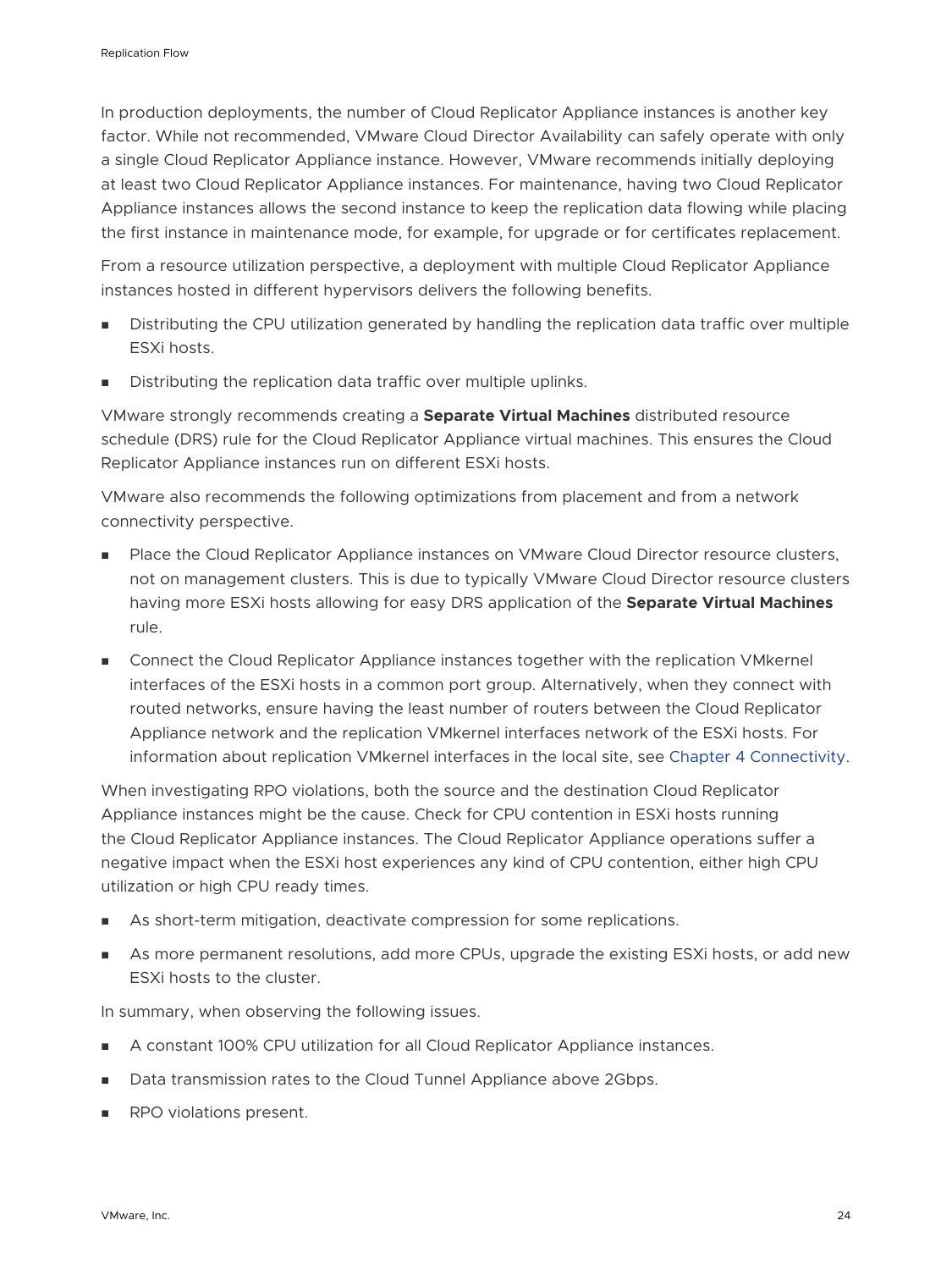In production deployments, the number of Cloud Replicator Appliance instances is another key factor. While not recommended, VMware Cloud Director Availability can safely operate with only a single Cloud Replicator Appliance instance. However, VMware recommends initially deploying at least two Cloud Replicator Appliance instances. For maintenance, having two Cloud Replicator Appliance instances allows the second instance to keep the replication data flowing while placing the first instance in maintenance mode, for example, for upgrade or for certificates replacement.

From a resource utilization perspective, a deployment with multiple Cloud Replicator Appliance instances hosted in different hypervisors delivers the following benefits.

- Distributing the CPU utilization generated by handling the replication data traffic over multiple ESXi hosts.
- Distributing the replication data traffic over multiple uplinks.

VMware strongly recommends creating a **Separate Virtual Machines** distributed resource schedule (DRS) rule for the Cloud Replicator Appliance virtual machines. This ensures the Cloud Replicator Appliance instances run on different ESXi hosts.

VMware also recommends the following optimizations from placement and from a network connectivity perspective.

- Place the Cloud Replicator Appliance instances on VMware Cloud Director resource clusters, not on management clusters. This is due to typically VMware Cloud Director resource clusters having more ESXi hosts allowing for easy DRS application of the **Separate Virtual Machines** rule.
- Connect the Cloud Replicator Appliance instances together with the replication VMkernel interfaces of the ESXi hosts in a common port group. Alternatively, when they connect with routed networks, ensure having the least number of routers between the Cloud Replicator Appliance network and the replication VMkernel interfaces network of the ESXi hosts. For information about replication VMkernel interfaces in the local site, see Chapter 4 Connectivity.

When investigating RPO violations, both the source and the destination Cloud Replicator Appliance instances might be the cause. Check for CPU contention in ESXi hosts running the Cloud Replicator Appliance instances. The Cloud Replicator Appliance operations suffer a negative impact when the ESXi host experiences any kind of CPU contention, either high CPU utilization or high CPU ready times.

- As short-term mitigation, deactivate compression for some replications.
- As more permanent resolutions, add more CPUs, upgrade the existing ESXi hosts, or add new ESXi hosts to the cluster.

In summary, when observing the following issues.

- A constant 100% CPU utilization for all Cloud Replicator Appliance instances.
- Data transmission rates to the Cloud Tunnel Appliance above 2Gbps.
- RPO violations present.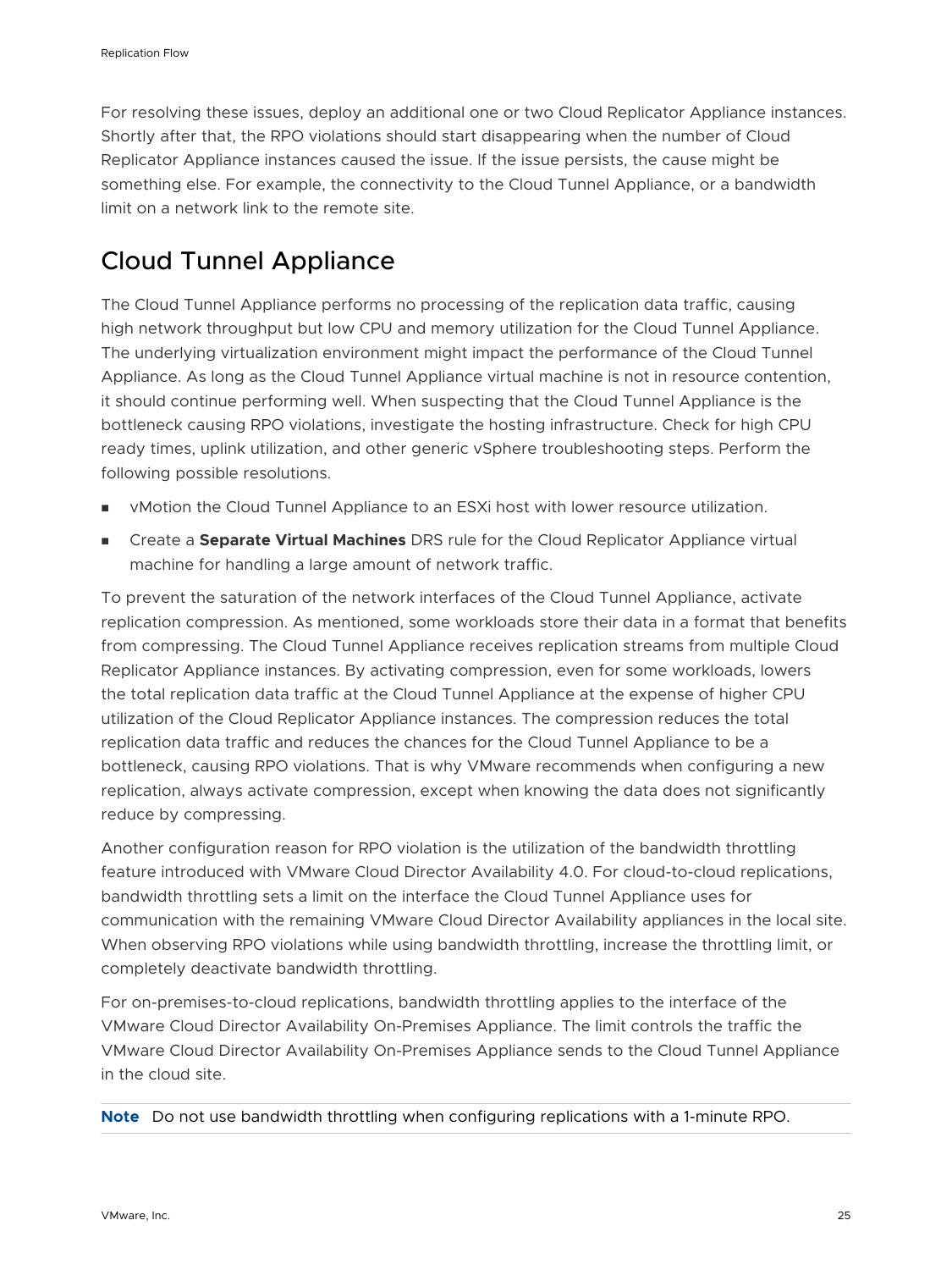For resolving these issues, deploy an additional one or two Cloud Replicator Appliance instances. Shortly after that, the RPO violations should start disappearing when the number of Cloud Replicator Appliance instances caused the issue. If the issue persists, the cause might be something else. For example, the connectivity to the Cloud Tunnel Appliance, or a bandwidth limit on a network link to the remote site.

## Cloud Tunnel Appliance

The Cloud Tunnel Appliance performs no processing of the replication data traffic, causing high network throughput but low CPU and memory utilization for the Cloud Tunnel Appliance. The underlying virtualization environment might impact the performance of the Cloud Tunnel Appliance. As long as the Cloud Tunnel Appliance virtual machine is not in resource contention, it should continue performing well. When suspecting that the Cloud Tunnel Appliance is the bottleneck causing RPO violations, investigate the hosting infrastructure. Check for high CPU ready times, uplink utilization, and other generic vSphere troubleshooting steps. Perform the following possible resolutions.

- vMotion the Cloud Tunnel Appliance to an ESXi host with lower resource utilization.
- Create a **Separate Virtual Machines** DRS rule for the Cloud Replicator Appliance virtual machine for handling a large amount of network traffic.

To prevent the saturation of the network interfaces of the Cloud Tunnel Appliance, activate replication compression. As mentioned, some workloads store their data in a format that benefits from compressing. The Cloud Tunnel Appliance receives replication streams from multiple Cloud Replicator Appliance instances. By activating compression, even for some workloads, lowers the total replication data traffic at the Cloud Tunnel Appliance at the expense of higher CPU utilization of the Cloud Replicator Appliance instances. The compression reduces the total replication data traffic and reduces the chances for the Cloud Tunnel Appliance to be a bottleneck, causing RPO violations. That is why VMware recommends when configuring a new replication, always activate compression, except when knowing the data does not significantly reduce by compressing.

Another configuration reason for RPO violation is the utilization of the bandwidth throttling feature introduced with VMware Cloud Director Availability 4.0. For cloud-to-cloud replications, bandwidth throttling sets a limit on the interface the Cloud Tunnel Appliance uses for communication with the remaining VMware Cloud Director Availability appliances in the local site. When observing RPO violations while using bandwidth throttling, increase the throttling limit, or completely deactivate bandwidth throttling.

For on-premises-to-cloud replications, bandwidth throttling applies to the interface of the VMware Cloud Director Availability On-Premises Appliance. The limit controls the traffic the VMware Cloud Director Availability On-Premises Appliance sends to the Cloud Tunnel Appliance in the cloud site.

**Note** Do not use bandwidth throttling when configuring replications with a 1-minute RPO.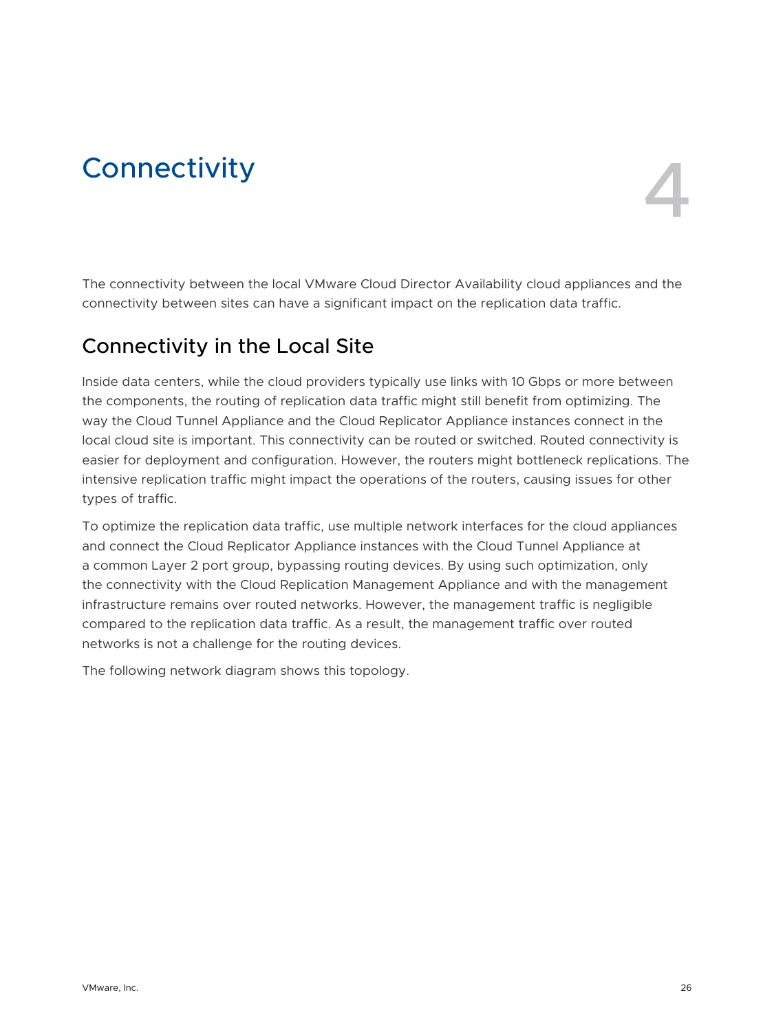# Connectivity 4

The connectivity between the local VMware Cloud Director Availability cloud appliances and the connectivity between sites can have a significant impact on the replication data traffic.

## Connectivity in the Local Site

Inside data centers, while the cloud providers typically use links with 10 Gbps or more between the components, the routing of replication data traffic might still benefit from optimizing. The way the Cloud Tunnel Appliance and the Cloud Replicator Appliance instances connect in the local cloud site is important. This connectivity can be routed or switched. Routed connectivity is easier for deployment and configuration. However, the routers might bottleneck replications. The intensive replication traffic might impact the operations of the routers, causing issues for other types of traffic.

To optimize the replication data traffic, use multiple network interfaces for the cloud appliances and connect the Cloud Replicator Appliance instances with the Cloud Tunnel Appliance at a common Layer 2 port group, bypassing routing devices. By using such optimization, only the connectivity with the Cloud Replication Management Appliance and with the management infrastructure remains over routed networks. However, the management traffic is negligible compared to the replication data traffic. As a result, the management traffic over routed networks is not a challenge for the routing devices.

The following network diagram shows this topology.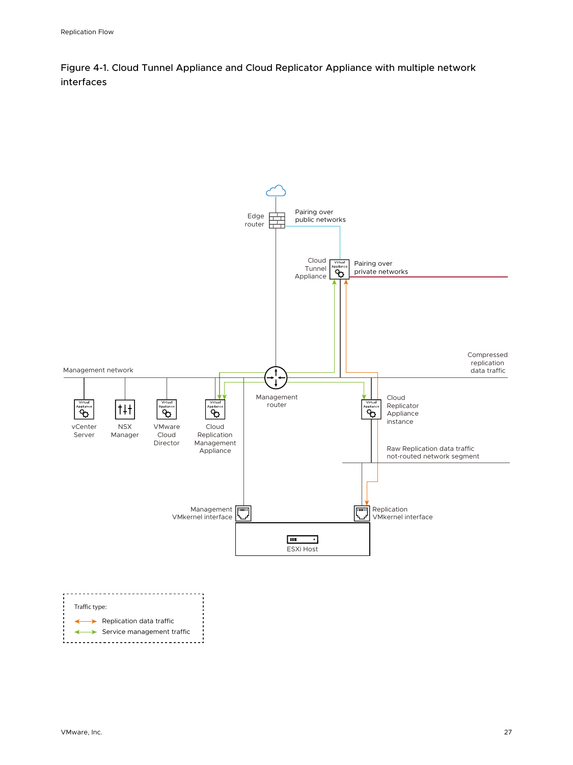Figure 4-1. Cloud Tunnel Appliance and Cloud Replicator Appliance with multiple network interfaces

Edge router

Pairing over public networks

Cloud Tunnel Appliance

Pairing over private networks

Management network

Compressed replication data traffic

Management router

vCenter Server

NSX Manager

VMware Cloud Director

Cloud Replication Management Appliance

Cloud Replicator Appliance instance

Raw Replication data traffic not-routed network segment

Management VMkernel interface

Replication VMkernel interface

ESXi Host

Traffic type:

Replication data traffic

Service management traffic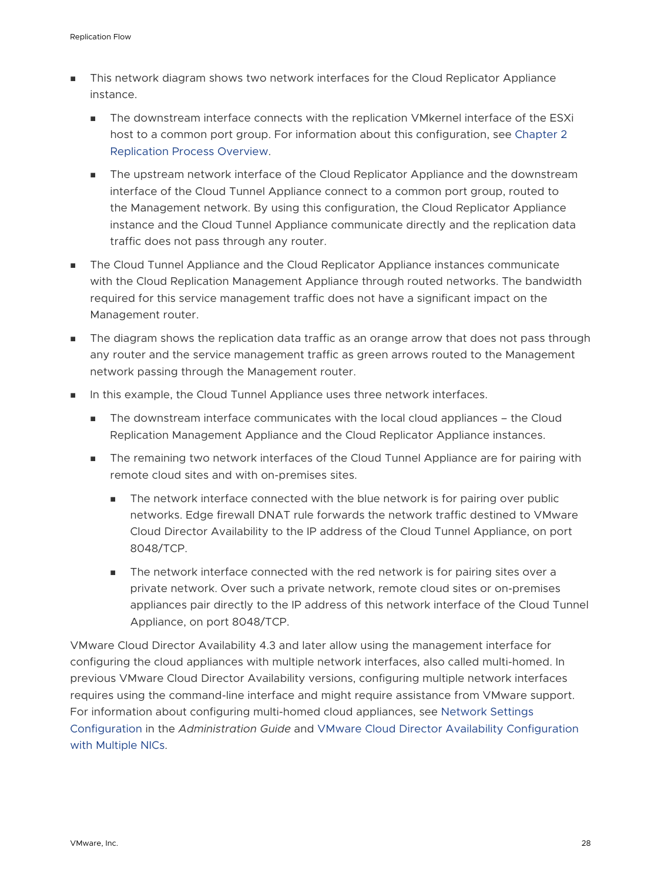- This network diagram shows two network interfaces for the Cloud Replicator Appliance instance.
  - The downstream interface connects with the replication VMkernel interface of the ESXi host to a common port group. For information about this configuration, see Chapter 2 Replication Process Overview.
  - The upstream network interface of the Cloud Replicator Appliance and the downstream interface of the Cloud Tunnel Appliance connect to a common port group, routed to the Management network. By using this configuration, the Cloud Replicator Appliance instance and the Cloud Tunnel Appliance communicate directly and the replication data traffic does not pass through any router.
- The Cloud Tunnel Appliance and the Cloud Replicator Appliance instances communicate with the Cloud Replication Management Appliance through routed networks. The bandwidth required for this service management traffic does not have a significant impact on the Management router.
- The diagram shows the replication data traffic as an orange arrow that does not pass through any router and the service management traffic as green arrows routed to the Management network passing through the Management router.
- In this example, the Cloud Tunnel Appliance uses three network interfaces.
  - The downstream interface communicates with the local cloud appliances – the Cloud Replication Management Appliance and the Cloud Replicator Appliance instances.
  - The remaining two network interfaces of the Cloud Tunnel Appliance are for pairing with remote cloud sites and with on-premises sites.
    - The network interface connected with the blue network is for pairing over public networks. Edge firewall DNAT rule forwards the network traffic destined to VMware Cloud Director Availability to the IP address of the Cloud Tunnel Appliance, on port 8048/TCP.
    - The network interface connected with the red network is for pairing sites over a private network. Over such a private network, remote cloud sites or on-premises appliances pair directly to the IP address of this network interface of the Cloud Tunnel Appliance, on port 8048/TCP.

VMware Cloud Director Availability 4.3 and later allow using the management interface for configuring the cloud appliances with multiple network interfaces, also called multi-homed. In previous VMware Cloud Director Availability versions, configuring multiple network interfaces requires using the command-line interface and might require assistance from VMware support. For information about configuring multi-homed cloud appliances, see Network Settings Configuration in the *Administration Guide* and VMware Cloud Director Availability Configuration with Multiple NICs.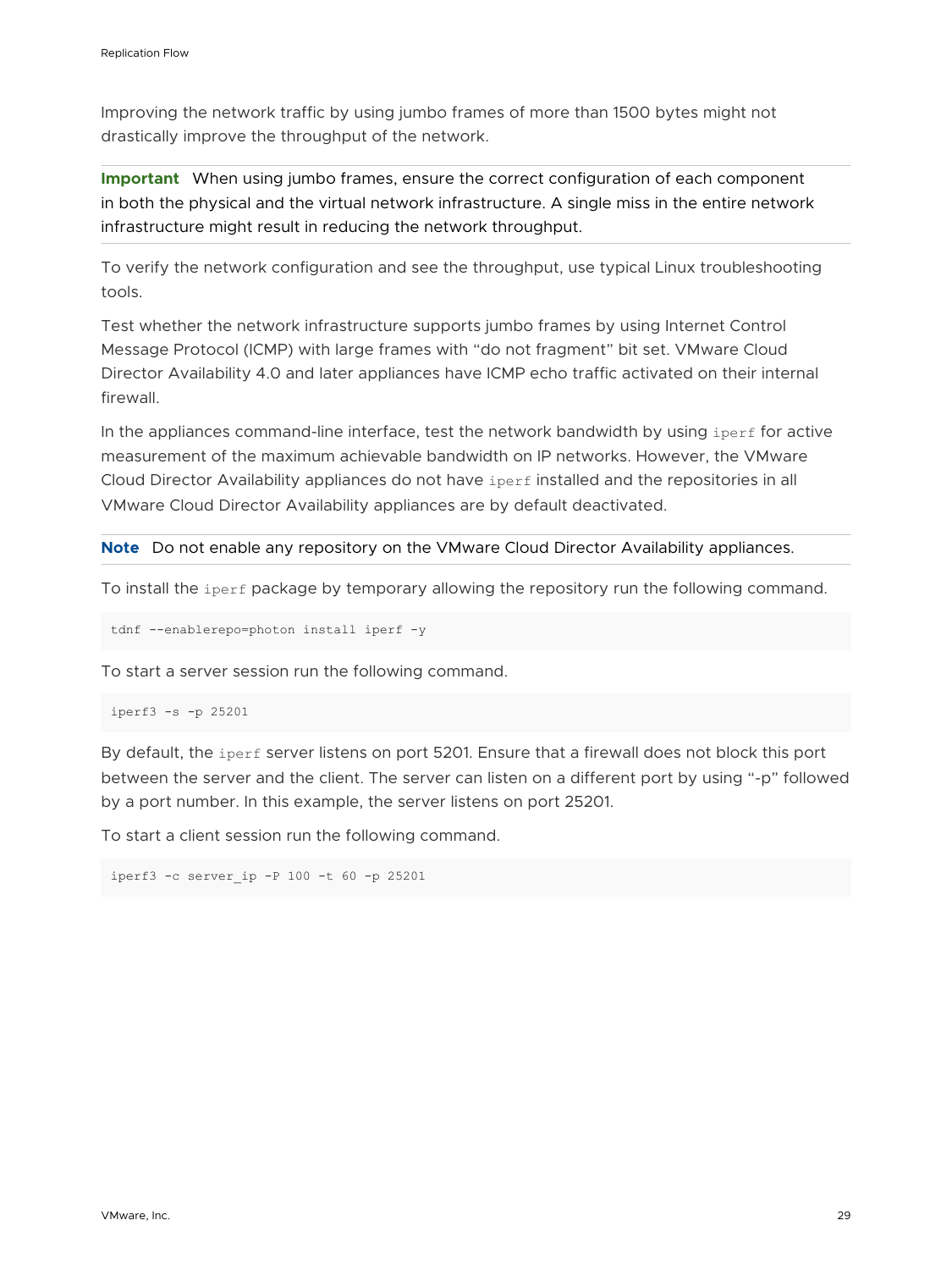Improving the network traffic by using jumbo frames of more than 1500 bytes might not drastically improve the throughput of the network.

**Important** When using jumbo frames, ensure the correct configuration of each component in both the physical and the virtual network infrastructure. A single miss in the entire network infrastructure might result in reducing the network throughput.

To verify the network configuration and see the throughput, use typical Linux troubleshooting tools.

Test whether the network infrastructure supports jumbo frames by using Internet Control Message Protocol (ICMP) with large frames with "do not fragment" bit set. VMware Cloud Director Availability 4.0 and later appliances have ICMP echo traffic activated on their internal firewall.

In the appliances command-line interface, test the network bandwidth by using `iperf` for active measurement of the maximum achievable bandwidth on IP networks. However, the VMware Cloud Director Availability appliances do not have `iperf` installed and the repositories in all VMware Cloud Director Availability appliances are by default deactivated.

**Note** Do not enable any repository on the VMware Cloud Director Availability appliances.

To install the `iperf` package by temporary allowing the repository run the following command.

```
tdnf --enablerepo=photon install iperf -y
```

To start a server session run the following command.

```
iperf3 -s -p 25201
```

By default, the `iperf` server listens on port 5201. Ensure that a firewall does not block this port between the server and the client. The server can listen on a different port by using "-p" followed by a port number. In this example, the server listens on port 25201.

To start a client session run the following command.

```
iperf3 -c server_ip -P 100 -t 60 -p 25201
```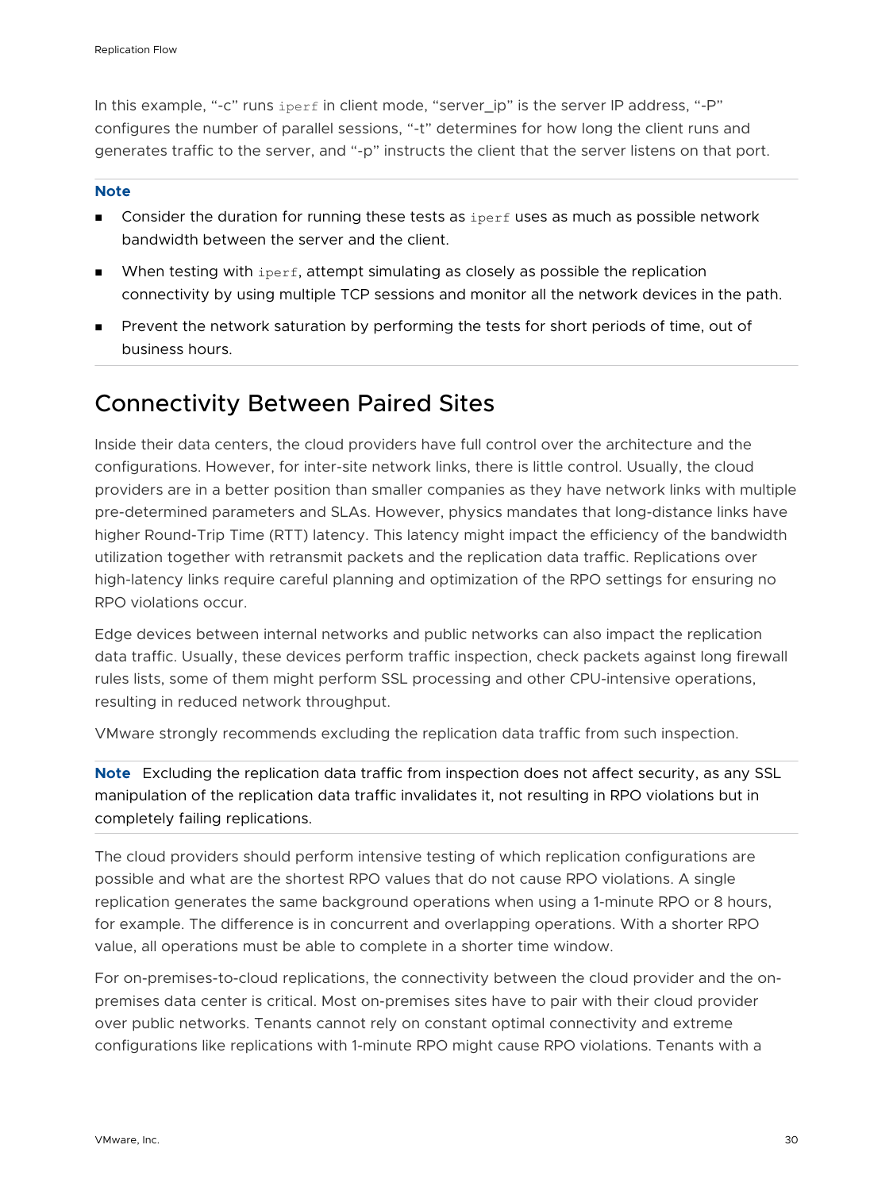In this example, “-c” runs `iperf` in client mode, “server_ip” is the server IP address, “-P” configures the number of parallel sessions, “-t” determines for how long the client runs and generates traffic to the server, and “-p” instructs the client that the server listens on that port.

**Note**

- Consider the duration for running these tests as `iperf` uses as much as possible network bandwidth between the server and the client.
- When testing with `iperf`, attempt simulating as closely as possible the replication connectivity by using multiple TCP sessions and monitor all the network devices in the path.
- Prevent the network saturation by performing the tests for short periods of time, out of business hours.

## Connectivity Between Paired Sites

Inside their data centers, the cloud providers have full control over the architecture and the configurations. However, for inter-site network links, there is little control. Usually, the cloud providers are in a better position than smaller companies as they have network links with multiple pre-determined parameters and SLAs. However, physics mandates that long-distance links have higher Round-Trip Time (RTT) latency. This latency might impact the efficiency of the bandwidth utilization together with retransmit packets and the replication data traffic. Replications over high-latency links require careful planning and optimization of the RPO settings for ensuring no RPO violations occur.

Edge devices between internal networks and public networks can also impact the replication data traffic. Usually, these devices perform traffic inspection, check packets against long firewall rules lists, some of them might perform SSL processing and other CPU-intensive operations, resulting in reduced network throughput.

VMware strongly recommends excluding the replication data traffic from such inspection.

**Note** Excluding the replication data traffic from inspection does not affect security, as any SSL manipulation of the replication data traffic invalidates it, not resulting in RPO violations but in completely failing replications.

The cloud providers should perform intensive testing of which replication configurations are possible and what are the shortest RPO values that do not cause RPO violations. A single replication generates the same background operations when using a 1-minute RPO or 8 hours, for example. The difference is in concurrent and overlapping operations. With a shorter RPO value, all operations must be able to complete in a shorter time window.

For on-premises-to-cloud replications, the connectivity between the cloud provider and the on-premises data center is critical. Most on-premises sites have to pair with their cloud provider over public networks. Tenants cannot rely on constant optimal connectivity and extreme configurations like replications with 1-minute RPO might cause RPO violations. Tenants with a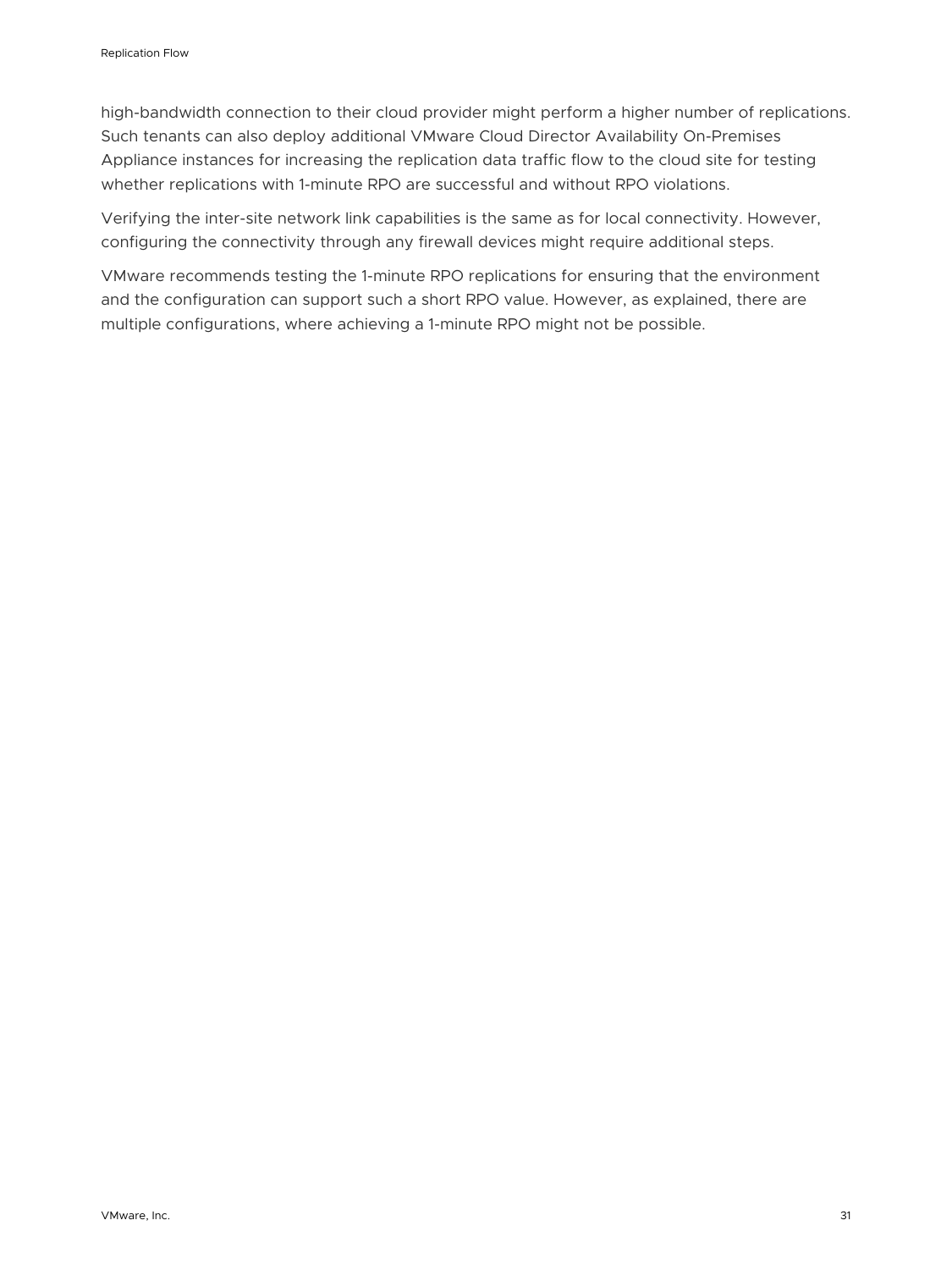high-bandwidth connection to their cloud provider might perform a higher number of replications. Such tenants can also deploy additional VMware Cloud Director Availability On-Premises Appliance instances for increasing the replication data traffic flow to the cloud site for testing whether replications with 1-minute RPO are successful and without RPO violations.

Verifying the inter-site network link capabilities is the same as for local connectivity. However, configuring the connectivity through any firewall devices might require additional steps.

VMware recommends testing the 1-minute RPO replications for ensuring that the environment and the configuration can support such a short RPO value. However, as explained, there are multiple configurations, where achieving a 1-minute RPO might not be possible.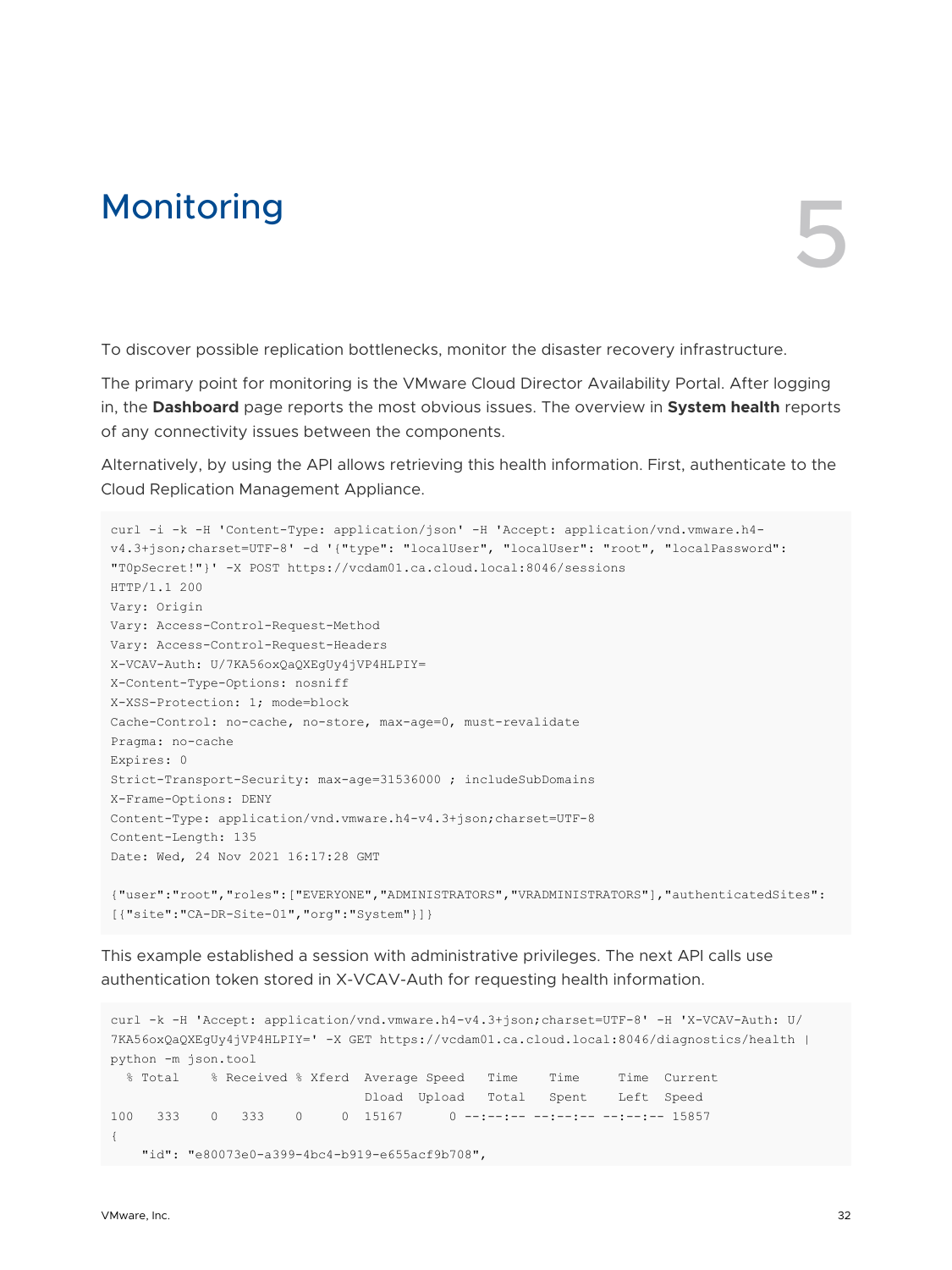# 5 Monitoring

To discover possible replication bottlenecks, monitor the disaster recovery infrastructure.

The primary point for monitoring is the VMware Cloud Director Availability Portal. After logging in, the **Dashboard** page reports the most obvious issues. The overview in **System health** reports of any connectivity issues between the components.

Alternatively, by using the API allows retrieving this health information. First, authenticate to the Cloud Replication Management Appliance.

```
curl -i -k -H 'Content-Type: application/json' -H 'Accept: application/vnd.vmware.h4-v4.3+json;charset=UTF-8' -d '{"type": "localUser", "localUser": "root", "localPassword": "T0pSecret!"}' -X POST https://vcdam01.ca.cloud.local:8046/sessions
HTTP/1.1 200
Vary: Origin
Vary: Access-Control-Request-Method
Vary: Access-Control-Request-Headers
X-VCAV-Auth: U/7KA56oxQaQXEgUy4jVP4HLPIY=
X-Content-Type-Options: nosniff
X-XSS-Protection: 1; mode=block
Cache-Control: no-cache, no-store, max-age=0, must-revalidate
Pragma: no-cache
Expires: 0
Strict-Transport-Security: max-age=31536000 ; includeSubDomains
X-Frame-Options: DENY
Content-Type: application/vnd.vmware.h4-v4.3+json;charset=UTF-8
Content-Length: 135
Date: Wed, 24 Nov 2021 16:17:28 GMT

{"user":"root","roles":["EVERYONE","ADMINISTRATORS","VRADMINISTRATORS"],"authenticatedSites":[{"site":"CA-DR-Site-01","org":"System"}]}
```

This example established a session with administrative privileges. The next API calls use authentication token stored in X-VCAV-Auth for requesting health information.

```
curl -k -H 'Accept: application/vnd.vmware.h4-v4.3+json;charset=UTF-8' -H 'X-VCAV-Auth: U/7KA56oxQaQXEgUy4jVP4HLPIY=' -X GET https://vcdam01.ca.cloud.local:8046/diagnostics/health | python -m json.tool
  % Total    % Received % Xferd  Average Speed   Time    Time     Time  Current
                                 Dload  Upload   Total   Spent    Left  Speed
100   333    0   333    0     0  15167      0 --:--:-- --:--:-- --:--:-- 15857
{
    "id": "e80073e0-a399-4bc4-b919-e655acf9b708",
```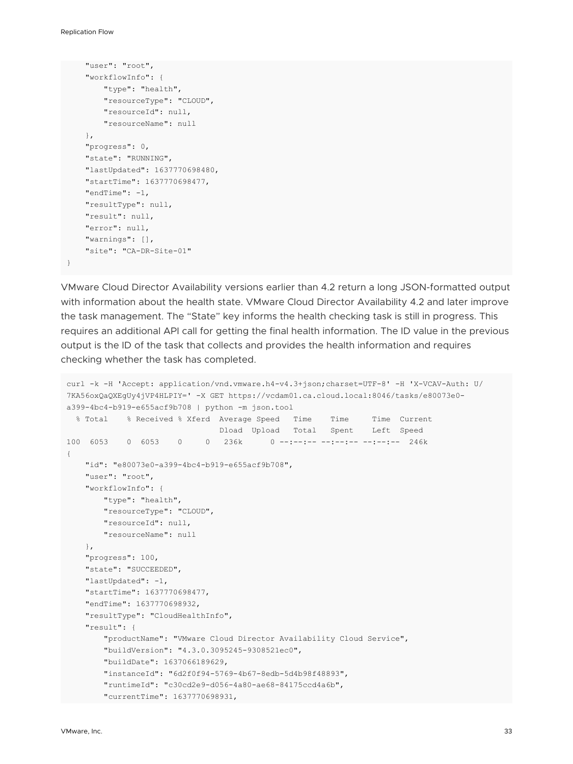```
    "user": "root",
    "workflowInfo": {
        "type": "health",
        "resourceType": "CLOUD",
        "resourceId": null,
        "resourceName": null
    },
    "progress": 0,
    "state": "RUNNING",
    "lastUpdated": 1637770698480,
    "startTime": 1637770698477,
    "endTime": -1,
    "resultType": null,
    "result": null,
    "error": null,
    "warnings": [],
    "site": "CA-DR-Site-01"
}
```

VMware Cloud Director Availability versions earlier than 4.2 return a long JSON-formatted output with information about the health state. VMware Cloud Director Availability 4.2 and later improve the task management. The "State" key informs the health checking task is still in progress. This requires an additional API call for getting the final health information. The ID value in the previous output is the ID of the task that collects and provides the health information and requires checking whether the task has completed.

```
curl -k -H 'Accept: application/vnd.vmware.h4-v4.3+json;charset=UTF-8' -H 'X-VCAV-Auth: U/
7KA56oxQaQXEgUy4jVP4HLPIY=' -X GET https://vcdam01.ca.cloud.local:8046/tasks/e80073e0-
a399-4bc4-b919-e655acf9b708 | python -m json.tool
  % Total    % Received % Xferd  Average Speed   Time    Time     Time  Current
                                 Dload  Upload   Total   Spent    Left  Speed
100  6053    0  6053    0     0   236k      0 --:--:-- --:--:-- --:--:--  246k
{
    "id": "e80073e0-a399-4bc4-b919-e655acf9b708",
    "user": "root",
    "workflowInfo": {
        "type": "health",
        "resourceType": "CLOUD",
        "resourceId": null,
        "resourceName": null
    },
    "progress": 100,
    "state": "SUCCEEDED",
    "lastUpdated": -1,
    "startTime": 1637770698477,
    "endTime": 1637770698932,
    "resultType": "CloudHealthInfo",
    "result": {
        "productName": "VMware Cloud Director Availability Cloud Service",
        "buildVersion": "4.3.0.3095245-9308521ec0",
        "buildDate": 1637066189629,
        "instanceId": "6d2f0f94-5769-4b67-8edb-5d4b98f48893",
        "runtimeId": "c30cd2e9-d056-4a80-ae68-84175ccd4a6b",
        "currentTime": 1637770698931,
```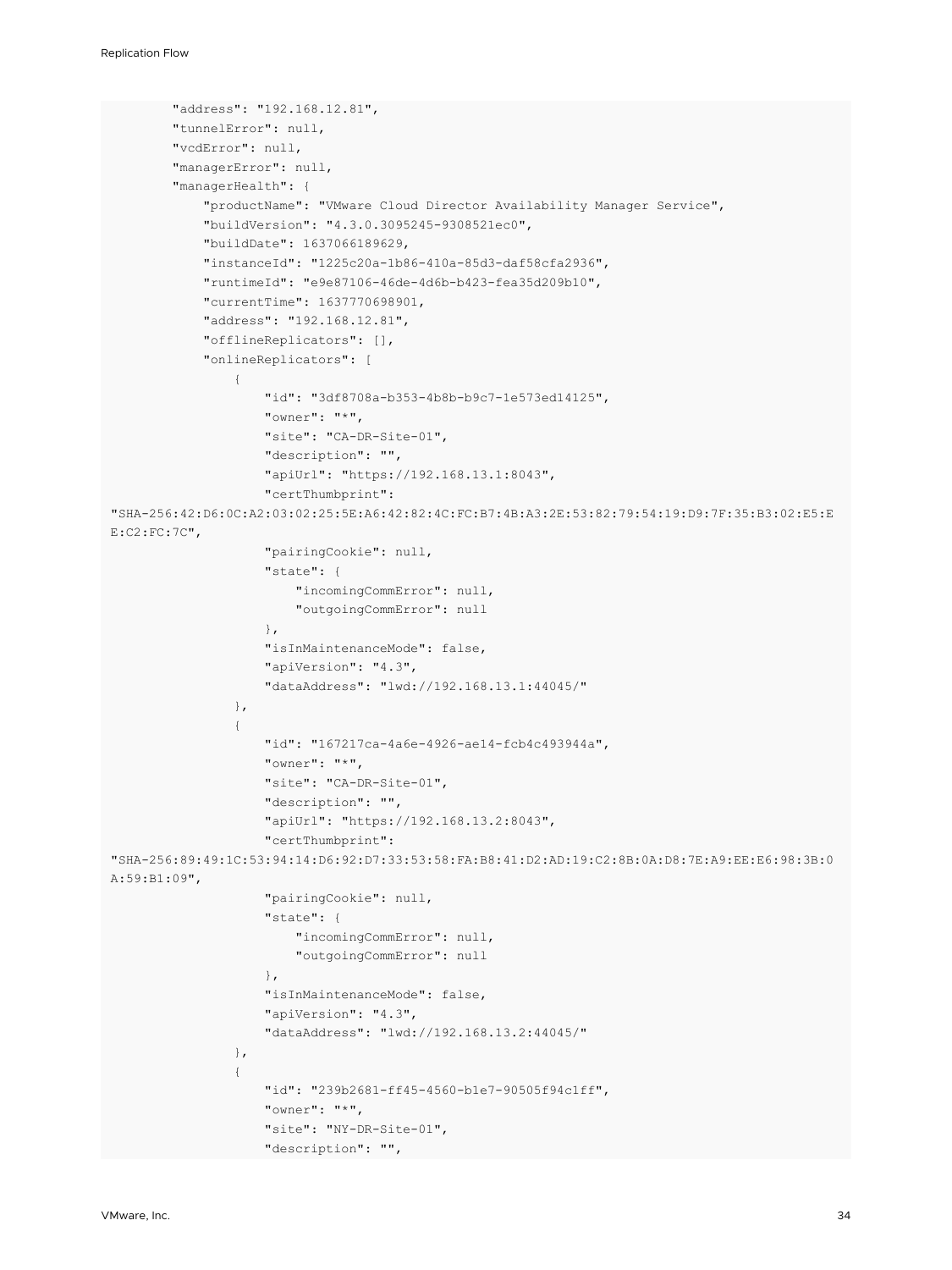```
        "address": "192.168.12.81",
        "tunnelError": null,
        "vcdError": null,
        "managerError": null,
        "managerHealth": {
            "productName": "VMware Cloud Director Availability Manager Service",
            "buildVersion": "4.3.0.3095245-9308521ec0",
            "buildDate": 1637066189629,
            "instanceId": "1225c20a-1b86-410a-85d3-daf58cfa2936",
            "runtimeId": "e9e87106-46de-4d6b-b423-fea35d209b10",
            "currentTime": 1637770698901,
            "address": "192.168.12.81",
            "offlineReplicators": [],
            "onlineReplicators": [
                {
                    "id": "3df8708a-b353-4b8b-b9c7-1e573ed14125",
                    "owner": "*",
                    "site": "CA-DR-Site-01",
                    "description": "",
                    "apiUrl": "https://192.168.13.1:8043",
                    "certThumbprint":
"SHA-256:42:D6:0C:A2:03:02:25:5E:A6:42:82:4C:FC:B7:4B:A3:2E:53:82:79:54:19:D9:7F:35:B3:02:E5:E
E:C2:FC:7C",
                    "pairingCookie": null,
                    "state": {
                        "incomingCommError": null,
                        "outgoingCommError": null
                    },
                    "isInMaintenanceMode": false,
                    "apiVersion": "4.3",
                    "dataAddress": "lwd://192.168.13.1:44045/"
                },
                {
                    "id": "167217ca-4a6e-4926-ae14-fcb4c493944a",
                    "owner": "*",
                    "site": "CA-DR-Site-01",
                    "description": "",
                    "apiUrl": "https://192.168.13.2:8043",
                    "certThumbprint":
"SHA-256:89:49:1C:53:94:14:D6:92:D7:33:53:58:FA:B8:41:D2:AD:19:C2:8B:0A:D8:7E:A9:EE:E6:98:3B:0
A:59:B1:09",
                    "pairingCookie": null,
                    "state": {
                        "incomingCommError": null,
                        "outgoingCommError": null
                    },
                    "isInMaintenanceMode": false,
                    "apiVersion": "4.3",
                    "dataAddress": "lwd://192.168.13.2:44045/"
                },
                {
                    "id": "239b2681-ff45-4560-b1e7-90505f94c1ff",
                    "owner": "*",
                    "site": "NY-DR-Site-01",
                    "description": "",
```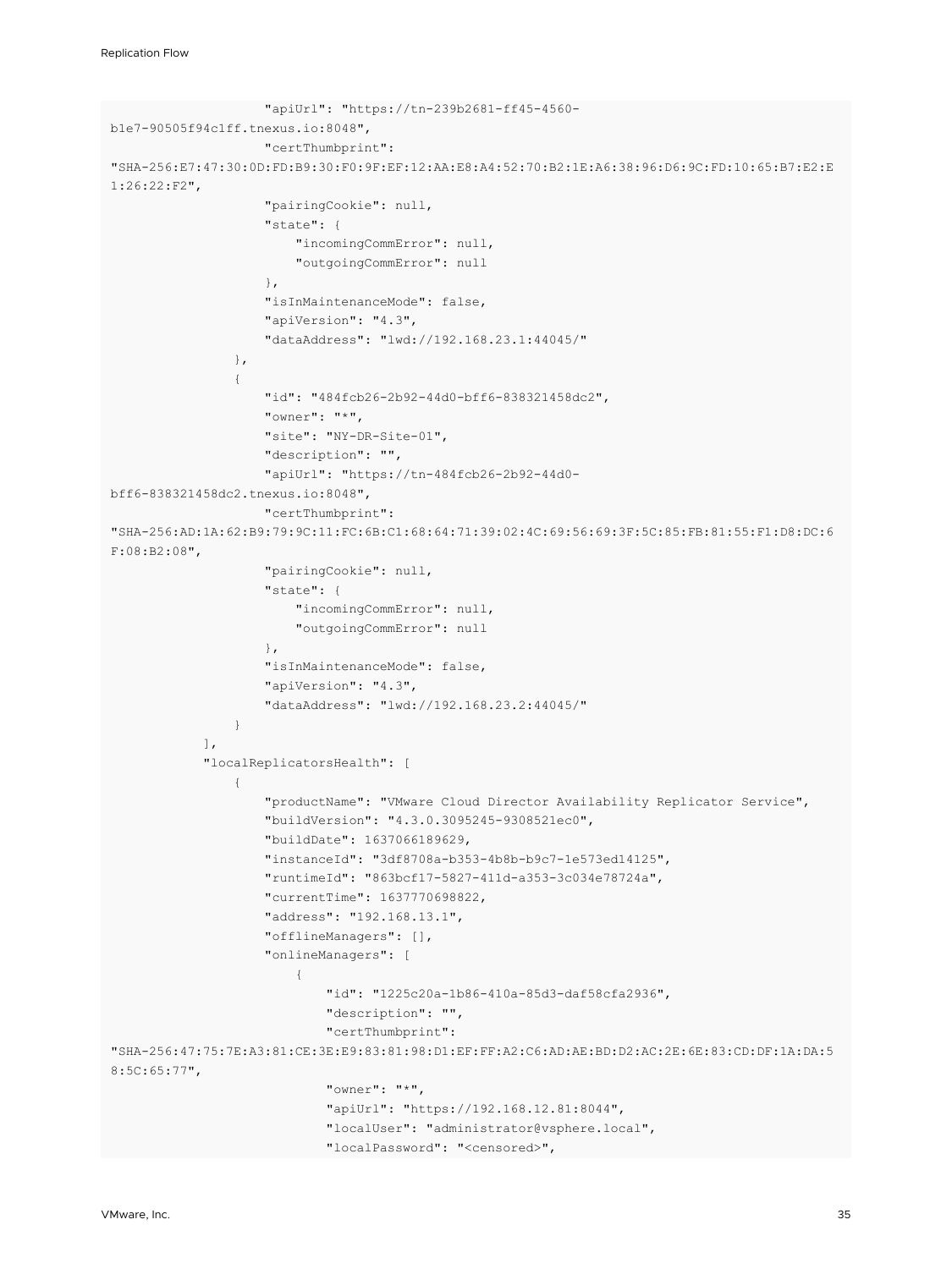```
                    "apiUrl": "https://tn-239b2681-ff45-4560-
b1e7-90505f94c1ff.tnexus.io:8048",
                    "certThumbprint":
"SHA-256:E7:47:30:0D:FD:B9:30:F0:9F:EF:12:AA:E8:A4:52:70:B2:1E:A6:38:96:D6:9C:FD:10:65:B7:E2:E
1:26:22:F2",
                    "pairingCookie": null,
                    "state": {
                        "incomingCommError": null,
                        "outgoingCommError": null
                    },
                    "isInMaintenanceMode": false,
                    "apiVersion": "4.3",
                    "dataAddress": "lwd://192.168.23.1:44045/"
                },
                {
                    "id": "484fcb26-2b92-44d0-bff6-838321458dc2",
                    "owner": "*",
                    "site": "NY-DR-Site-01",
                    "description": "",
                    "apiUrl": "https://tn-484fcb26-2b92-44d0-
bff6-838321458dc2.tnexus.io:8048",
                    "certThumbprint":
"SHA-256:AD:1A:62:B9:79:9C:11:FC:6B:C1:68:64:71:39:02:4C:69:56:69:3F:5C:85:FB:81:55:F1:D8:DC:6
F:08:B2:08",
                    "pairingCookie": null,
                    "state": {
                        "incomingCommError": null,
                        "outgoingCommError": null
                    },
                    "isInMaintenanceMode": false,
                    "apiVersion": "4.3",
                    "dataAddress": "lwd://192.168.23.2:44045/"
                }
            ],
            "localReplicatorsHealth": [
                {
                    "productName": "VMware Cloud Director Availability Replicator Service",
                    "buildVersion": "4.3.0.3095245-9308521ec0",
                    "buildDate": 1637066189629,
                    "instanceId": "3df8708a-b353-4b8b-b9c7-1e573ed14125",
                    "runtimeId": "863bcf17-5827-411d-a353-3c034e78724a",
                    "currentTime": 1637770698822,
                    "address": "192.168.13.1",
                    "offlineManagers": [],
                    "onlineManagers": [
                        {
                            "id": "1225c20a-1b86-410a-85d3-daf58cfa2936",
                            "description": "",
                            "certThumbprint":
"SHA-256:47:75:7E:A3:81:CE:3E:E9:83:81:98:D1:EF:FF:A2:C6:AD:AE:BD:D2:AC:2E:6E:83:CD:DF:1A:DA:5
8:5C:65:77",
                            "owner": "*",
                            "apiUrl": "https://192.168.12.81:8044",
                            "localUser": "administrator@vsphere.local",
                            "localPassword": "<censored>",
```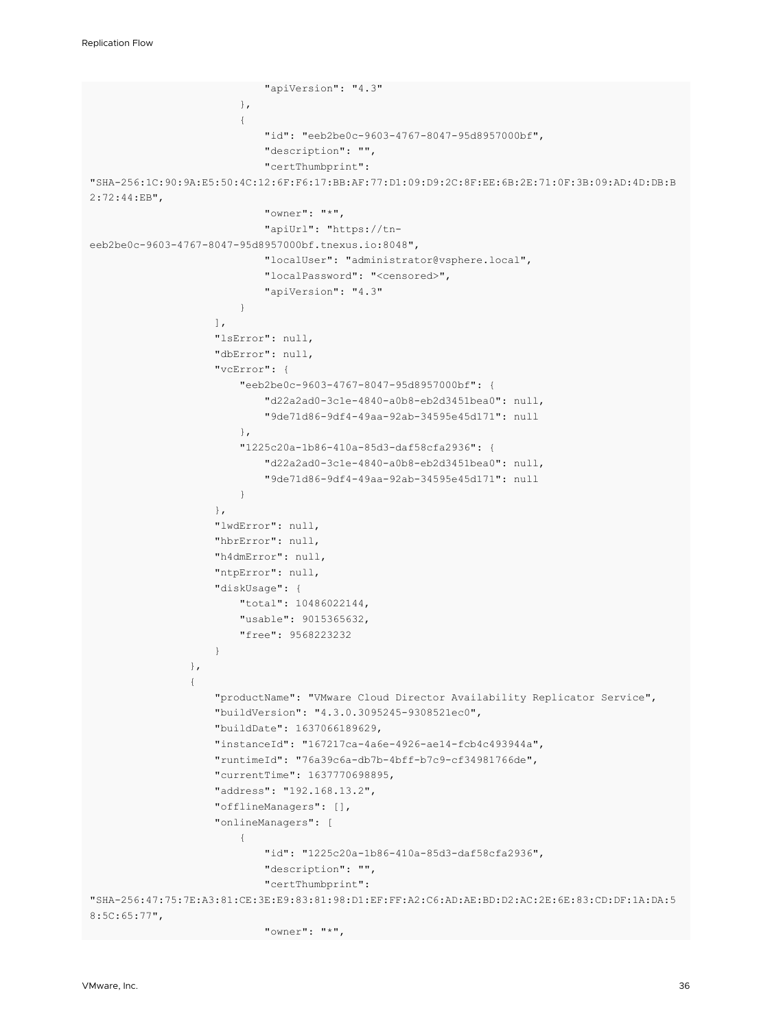```
                            "apiVersion": "4.3"
                        },
                        {
                            "id": "eeb2be0c-9603-4767-8047-95d8957000bf",
                            "description": "",
                            "certThumbprint":
"SHA-256:1C:90:9A:E5:50:4C:12:6F:F6:17:BB:AF:77:D1:09:D9:2C:8F:EE:6B:2E:71:0F:3B:09:AD:4D:DB:B
2:72:44:EB",
                            "owner": "*",
                            "apiUrl": "https://tn-
eeb2be0c-9603-4767-8047-95d8957000bf.tnexus.io:8048",
                            "localUser": "administrator@vsphere.local",
                            "localPassword": "<censored>",
                            "apiVersion": "4.3"
                        }
                    ],
                    "lsError": null,
                    "dbError": null,
                    "vcError": {
                        "eeb2be0c-9603-4767-8047-95d8957000bf": {
                            "d22a2ad0-3c1e-4840-a0b8-eb2d3451bea0": null,
                            "9de71d86-9df4-49aa-92ab-34595e45d171": null
                        },
                        "1225c20a-1b86-410a-85d3-daf58cfa2936": {
                            "d22a2ad0-3c1e-4840-a0b8-eb2d3451bea0": null,
                            "9de71d86-9df4-49aa-92ab-34595e45d171": null
                        }
                    },
                    "lwdError": null,
                    "hbrError": null,
                    "h4dmError": null,
                    "ntpError": null,
                    "diskUsage": {
                        "total": 10486022144,
                        "usable": 9015365632,
                        "free": 9568223232
                    }
                },
                {
                    "productName": "VMware Cloud Director Availability Replicator Service",
                    "buildVersion": "4.3.0.3095245-9308521ec0",
                    "buildDate": 1637066189629,
                    "instanceId": "167217ca-4a6e-4926-ae14-fcb4c493944a",
                    "runtimeId": "76a39c6a-db7b-4bff-b7c9-cf34981766de",
                    "currentTime": 1637770698895,
                    "address": "192.168.13.2",
                    "offlineManagers": [],
                    "onlineManagers": [
                        {
                            "id": "1225c20a-1b86-410a-85d3-daf58cfa2936",
                            "description": "",
                            "certThumbprint":
"SHA-256:47:75:7E:A3:81:CE:3E:E9:83:81:98:D1:EF:FF:A2:C6:AD:AE:BD:D2:AC:2E:6E:83:CD:DF:1A:DA:5
8:5C:65:77",
                            "owner": "*",
```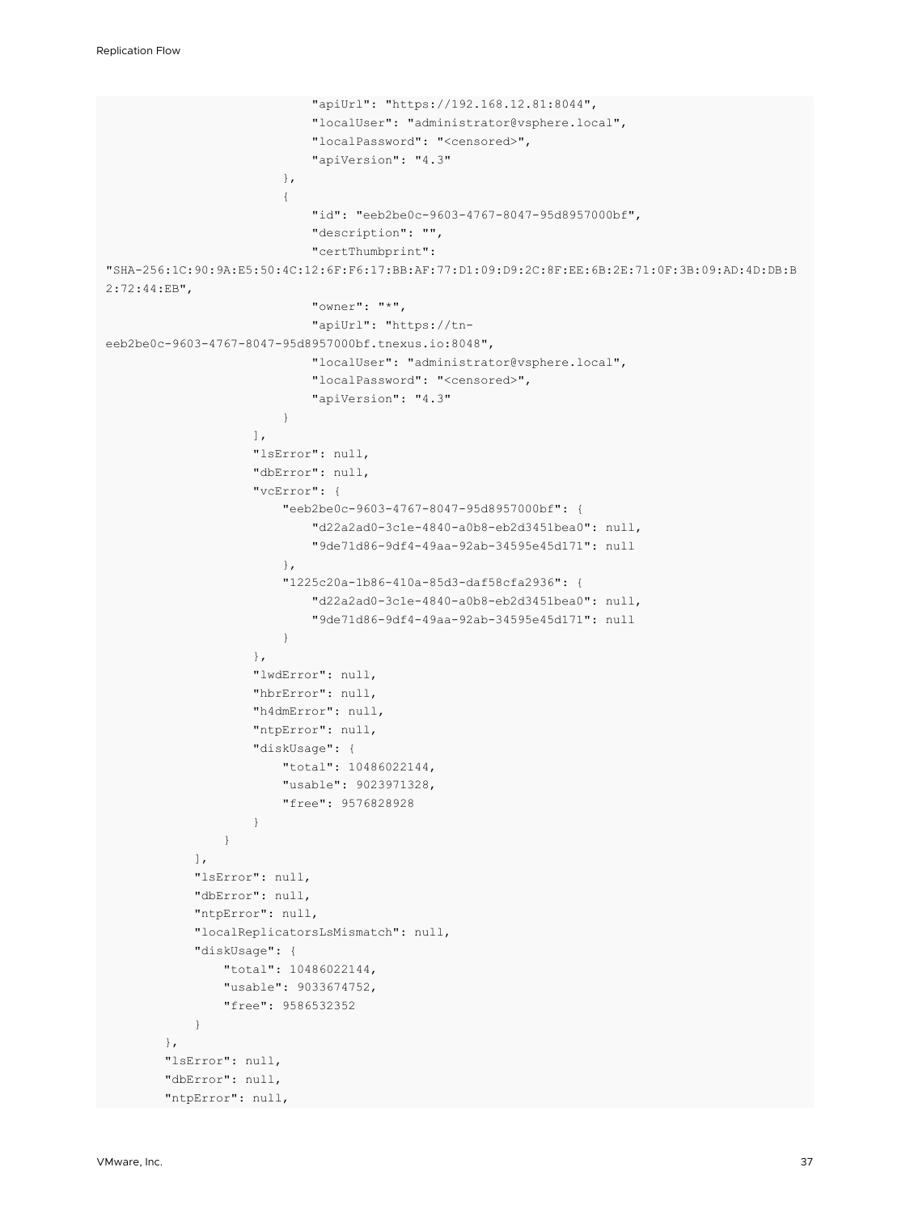```
                            "apiUrl": "https://192.168.12.81:8044",
                            "localUser": "administrator@vsphere.local",
                            "localPassword": "<censored>",
                            "apiVersion": "4.3"
                        },
                        {
                            "id": "eeb2be0c-9603-4767-8047-95d8957000bf",
                            "description": "",
                            "certThumbprint":
"SHA-256:1C:90:9A:E5:50:4C:12:6F:F6:17:BB:AF:77:D1:09:D9:2C:8F:EE:6B:2E:71:0F:3B:09:AD:4D:DB:B
2:72:44:EB",
                            "owner": "*",
                            "apiUrl": "https://tn-
eeb2be0c-9603-4767-8047-95d8957000bf.tnexus.io:8048",
                            "localUser": "administrator@vsphere.local",
                            "localPassword": "<censored>",
                            "apiVersion": "4.3"
                        }
                    ],
                    "lsError": null,
                    "dbError": null,
                    "vcError": {
                        "eeb2be0c-9603-4767-8047-95d8957000bf": {
                            "d22a2ad0-3c1e-4840-a0b8-eb2d3451bea0": null,
                            "9de71d86-9df4-49aa-92ab-34595e45d171": null
                        },
                        "1225c20a-1b86-410a-85d3-daf58cfa2936": {
                            "d22a2ad0-3c1e-4840-a0b8-eb2d3451bea0": null,
                            "9de71d86-9df4-49aa-92ab-34595e45d171": null
                        }
                    },
                    "lwdError": null,
                    "hbrError": null,
                    "h4dmError": null,
                    "ntpError": null,
                    "diskUsage": {
                        "total": 10486022144,
                        "usable": 9023971328,
                        "free": 9576828928
                    }
                }
            ],
            "lsError": null,
            "dbError": null,
            "ntpError": null,
            "localReplicatorsLsMismatch": null,
            "diskUsage": {
                "total": 10486022144,
                "usable": 9033674752,
                "free": 9586532352
            }
        },
        "lsError": null,
        "dbError": null,
        "ntpError": null,
```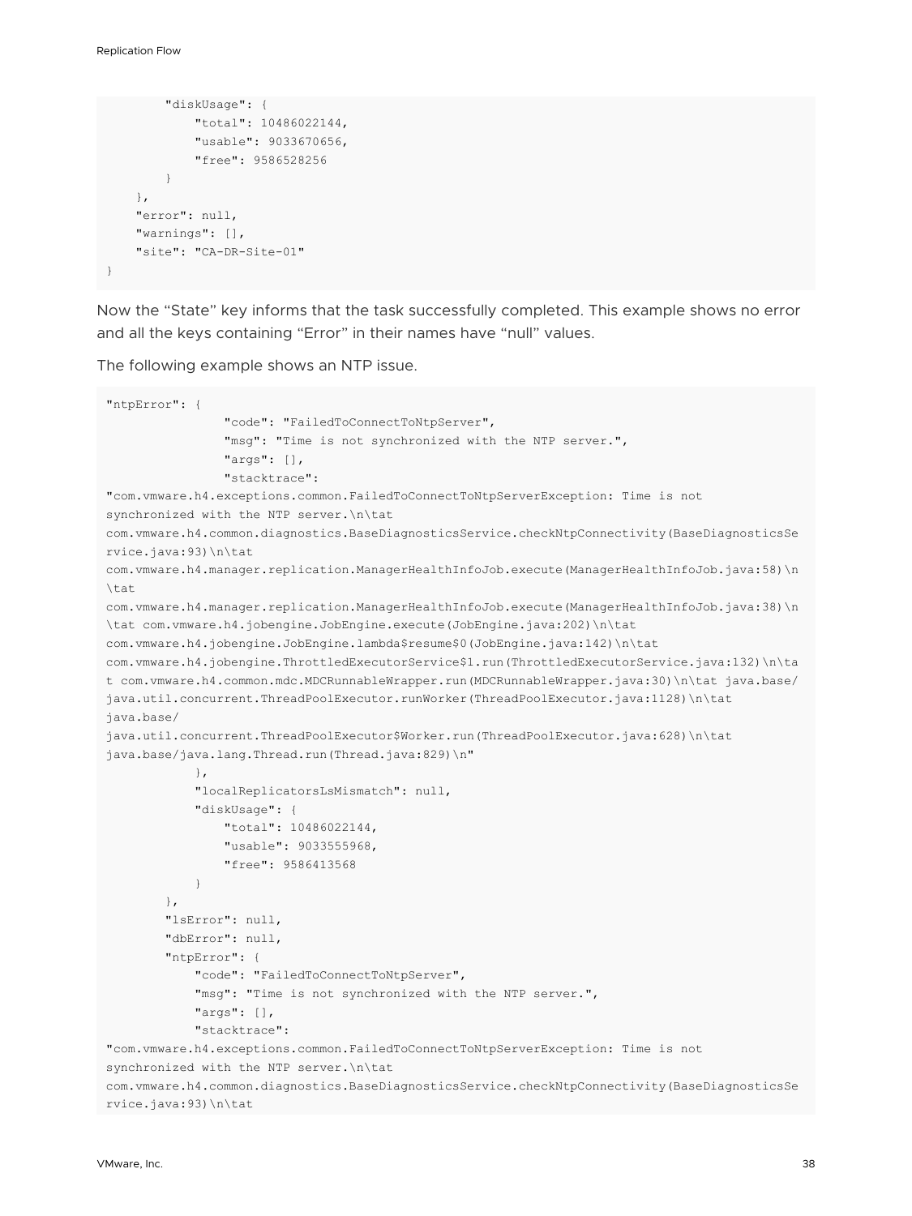```
        "diskUsage": {
            "total": 10486022144,
            "usable": 9033670656,
            "free": 9586528256
        }
    },
    "error": null,
    "warnings": [],
    "site": "CA-DR-Site-01"
}
```

Now the “State” key informs that the task successfully completed. This example shows no error and all the keys containing “Error” in their names have “null” values.

The following example shows an NTP issue.

```
"ntpError": {
                "code": "FailedToConnectToNtpServer",
                "msg": "Time is not synchronized with the NTP server.",
                "args": [],
                "stacktrace":
"com.vmware.h4.exceptions.common.FailedToConnectToNtpServerException: Time is not
synchronized with the NTP server.\n\tat
com.vmware.h4.common.diagnostics.BaseDiagnosticsService.checkNtpConnectivity(BaseDiagnosticsSe
rvice.java:93)\n\tat
com.vmware.h4.manager.replication.ManagerHealthInfoJob.execute(ManagerHealthInfoJob.java:58)\n
\tat
com.vmware.h4.manager.replication.ManagerHealthInfoJob.execute(ManagerHealthInfoJob.java:38)\n
\tat com.vmware.h4.jobengine.JobEngine.execute(JobEngine.java:202)\n\tat
com.vmware.h4.jobengine.JobEngine.lambda$resume$0(JobEngine.java:142)\n\tat
com.vmware.h4.jobengine.ThrottledExecutorService$1.run(ThrottledExecutorService.java:132)\n\ta
t com.vmware.h4.common.mdc.MDCRunnableWrapper.run(MDCRunnableWrapper.java:30)\n\tat java.base/
java.util.concurrent.ThreadPoolExecutor.runWorker(ThreadPoolExecutor.java:1128)\n\tat
java.base/
java.util.concurrent.ThreadPoolExecutor$Worker.run(ThreadPoolExecutor.java:628)\n\tat
java.base/java.lang.Thread.run(Thread.java:829)\n"
            },
            "localReplicatorsLsMismatch": null,
            "diskUsage": {
                "total": 10486022144,
                "usable": 9033555968,
                "free": 9586413568
            }
        },
        "lsError": null,
        "dbError": null,
        "ntpError": {
            "code": "FailedToConnectToNtpServer",
            "msg": "Time is not synchronized with the NTP server.",
            "args": [],
            "stacktrace":
"com.vmware.h4.exceptions.common.FailedToConnectToNtpServerException: Time is not
synchronized with the NTP server.\n\tat
com.vmware.h4.common.diagnostics.BaseDiagnosticsService.checkNtpConnectivity(BaseDiagnosticsSe
rvice.java:93)\n\tat
```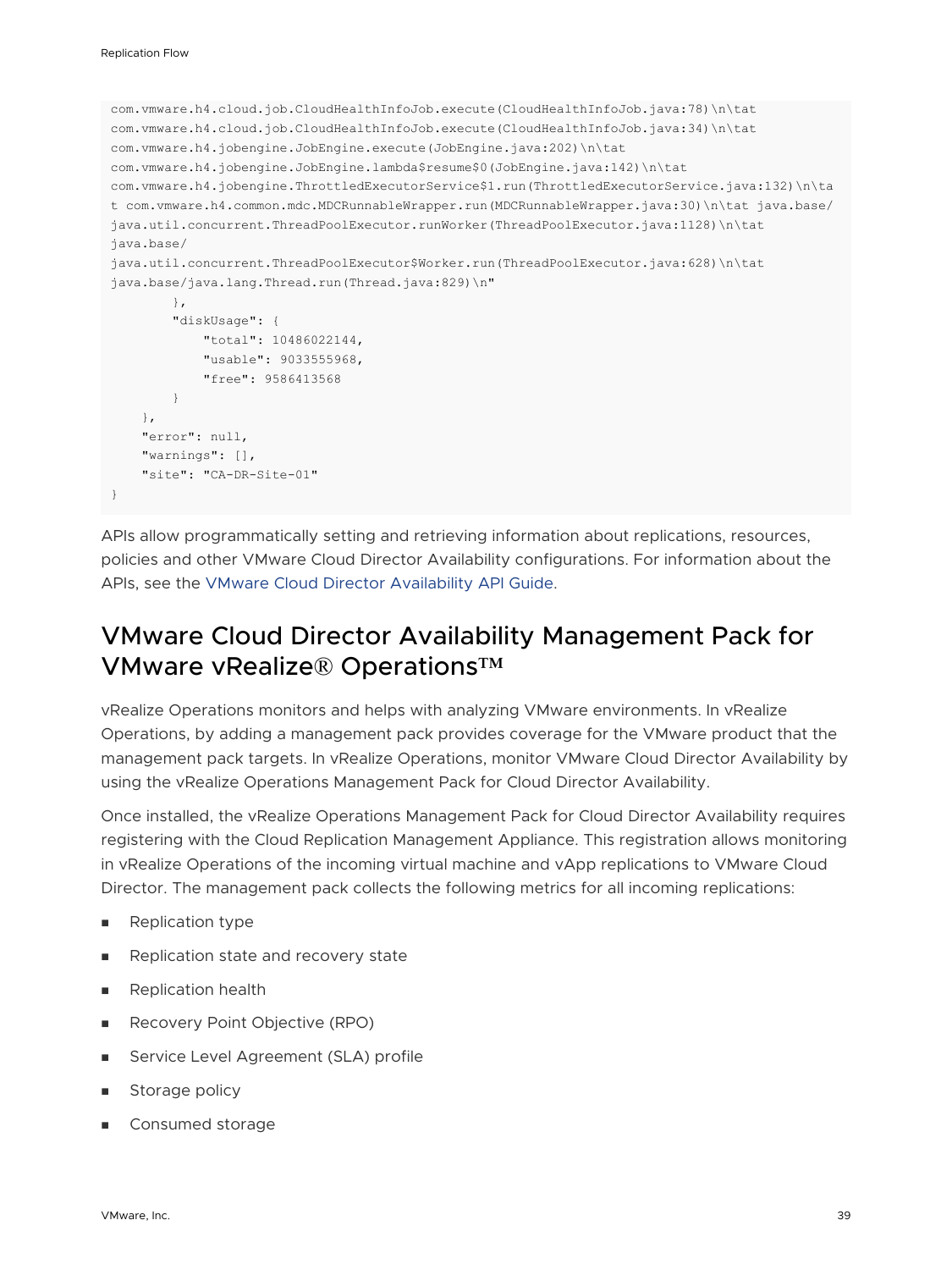```
com.vmware.h4.cloud.job.CloudHealthInfoJob.execute(CloudHealthInfoJob.java:78)\n\tat
com.vmware.h4.cloud.job.CloudHealthInfoJob.execute(CloudHealthInfoJob.java:34)\n\tat
com.vmware.h4.jobengine.JobEngine.execute(JobEngine.java:202)\n\tat
com.vmware.h4.jobengine.JobEngine.lambda$resume$0(JobEngine.java:142)\n\tat
com.vmware.h4.jobengine.ThrottledExecutorService$1.run(ThrottledExecutorService.java:132)\n\ta
t com.vmware.h4.common.mdc.MDCRunnableWrapper.run(MDCRunnableWrapper.java:30)\n\tat java.base/
java.util.concurrent.ThreadPoolExecutor.runWorker(ThreadPoolExecutor.java:1128)\n\tat
java.base/
java.util.concurrent.ThreadPoolExecutor$Worker.run(ThreadPoolExecutor.java:628)\n\tat
java.base/java.lang.Thread.run(Thread.java:829)\n"
        },
        "diskUsage": {
            "total": 10486022144,
            "usable": 9033555968,
            "free": 9586413568
        }
    },
    "error": null,
    "warnings": [],
    "site": "CA-DR-Site-01"
}
```

APIs allow programmatically setting and retrieving information about replications, resources, policies and other VMware Cloud Director Availability configurations. For information about the APIs, see the VMware Cloud Director Availability API Guide.

## VMware Cloud Director Availability Management Pack for VMware vRealize® Operations™

vRealize Operations monitors and helps with analyzing VMware environments. In vRealize Operations, by adding a management pack provides coverage for the VMware product that the management pack targets. In vRealize Operations, monitor VMware Cloud Director Availability by using the vRealize Operations Management Pack for Cloud Director Availability.

Once installed, the vRealize Operations Management Pack for Cloud Director Availability requires registering with the Cloud Replication Management Appliance. This registration allows monitoring in vRealize Operations of the incoming virtual machine and vApp replications to VMware Cloud Director. The management pack collects the following metrics for all incoming replications:

- Replication type
- Replication state and recovery state
- Replication health
- Recovery Point Objective (RPO)
- Service Level Agreement (SLA) profile
- Storage policy
- Consumed storage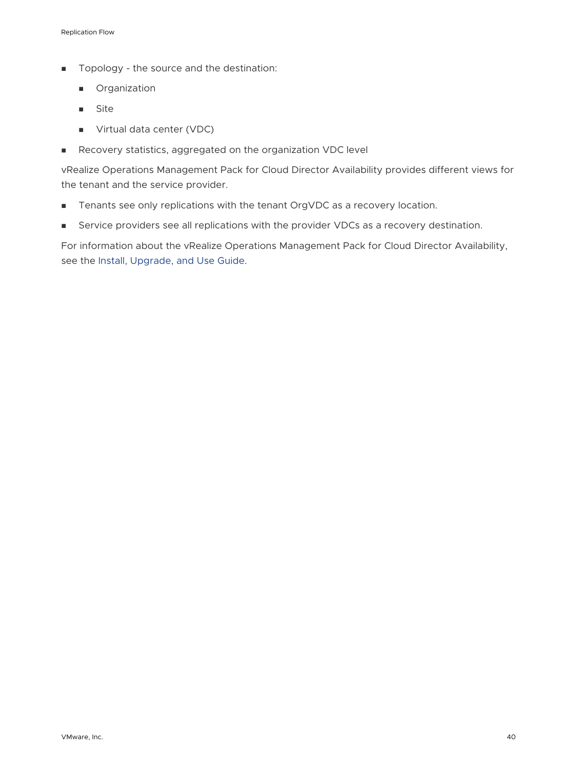- Topology - the source and the destination:
  - Organization
  - Site
  - Virtual data center (VDC)
- Recovery statistics, aggregated on the organization VDC level

vRealize Operations Management Pack for Cloud Director Availability provides different views for the tenant and the service provider.

- Tenants see only replications with the tenant OrgVDC as a recovery location.
- Service providers see all replications with the provider VDCs as a recovery destination.

For information about the vRealize Operations Management Pack for Cloud Director Availability, see the Install, Upgrade, and Use Guide.